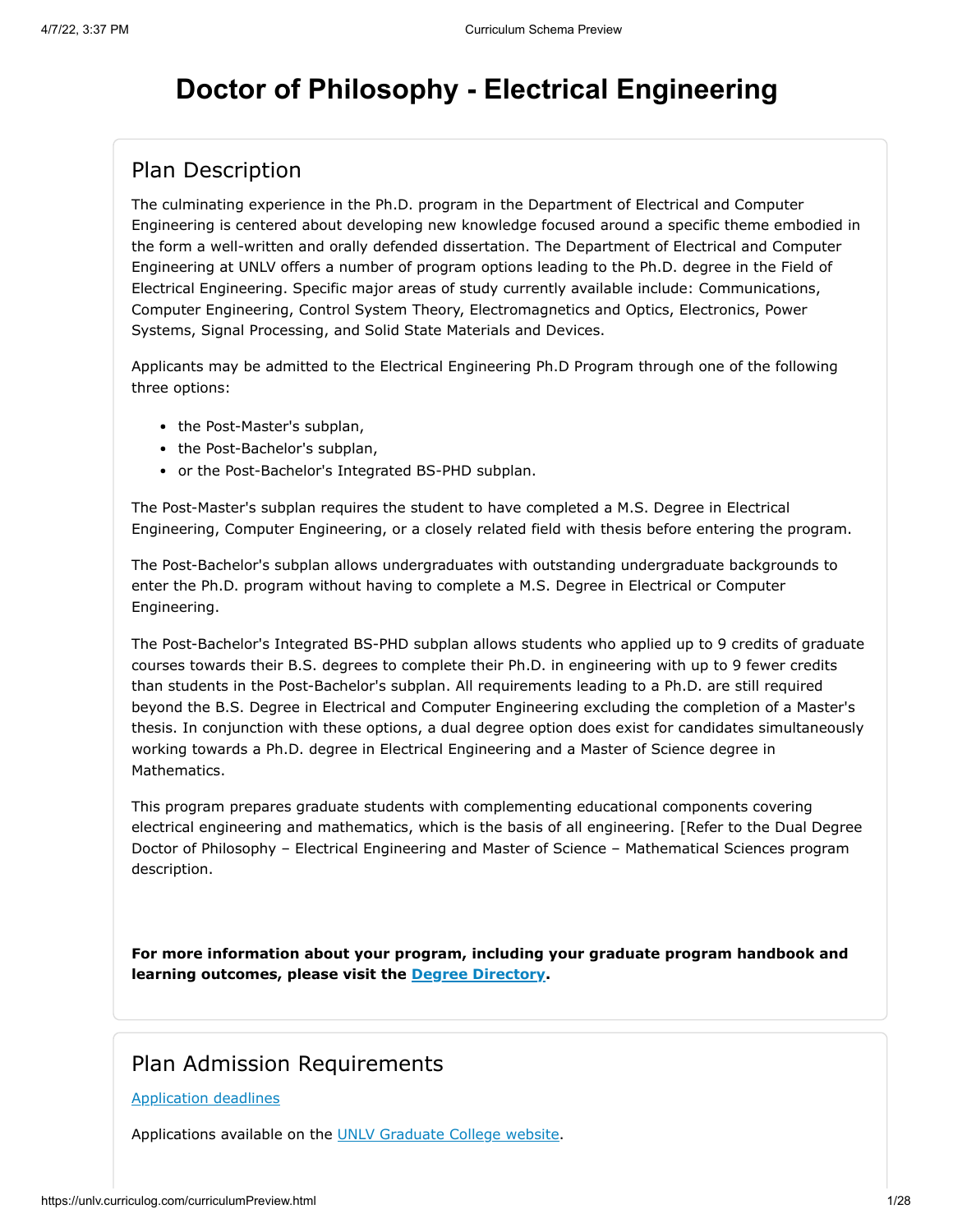# Doctor of Philosophy - Electrical Engineering

## Plan Description

The culminating experience in the Ph.D. program in the Department of Electrical and Computer Engineering is centered about developing new knowledge focused around a specific theme embodied in the form a well-written and orally defended dissertation. The Department of Electrical and Computer Engineering at UNLV offers a number of program options leading to the Ph.D. degree in the Field of Electrical Engineering. Specific major areas of study currently available include: Communications, Computer Engineering, Control System Theory, Electromagnetics and Optics, Electronics, Power Systems, Signal Processing, and Solid State Materials and Devices.

Applicants may be admitted to the Electrical Engineering Ph.D Program through one of the following three options:

- the Post-Master's subplan,
- the Post-Bachelor's subplan,
- or the Post-Bachelor's Integrated BS-PHD subplan.

The Post-Master's subplan requires the student to have completed a M.S. Degree in Electrical Engineering, Computer Engineering, or a closely related field with thesis before entering the program.

The Post-Bachelor's subplan allows undergraduates with outstanding undergraduate backgrounds to enter the Ph.D. program without having to complete a M.S. Degree in Electrical or Computer Engineering.

The Post-Bachelor's Integrated BS-PHD subplan allows students who applied up to 9 credits of graduate courses towards their B.S. degrees to complete their Ph.D. in engineering with up to 9 fewer credits than students in the Post-Bachelor's subplan. All requirements leading to a Ph.D. are still required beyond the B.S. Degree in Electrical and Computer Engineering excluding the completion of a Master's thesis. In conjunction with these options, a dual degree option does exist for candidates simultaneously working towards a Ph.D. degree in Electrical Engineering and a Master of Science degree in Mathematics.

This program prepares graduate students with complementing educational components covering electrical engineering and mathematics, which is the basis of all engineering. [Refer to the Dual Degree Doctor of Philosophy – Electrical Engineering and Master of Science – Mathematical Sciences program description.

**For more information about your program, including your graduate program handbook and learning outcomes, please visit the Degree Directory.**

## Plan Admission Requirements

Application deadlines

Applications available on the UNLV Graduate College website.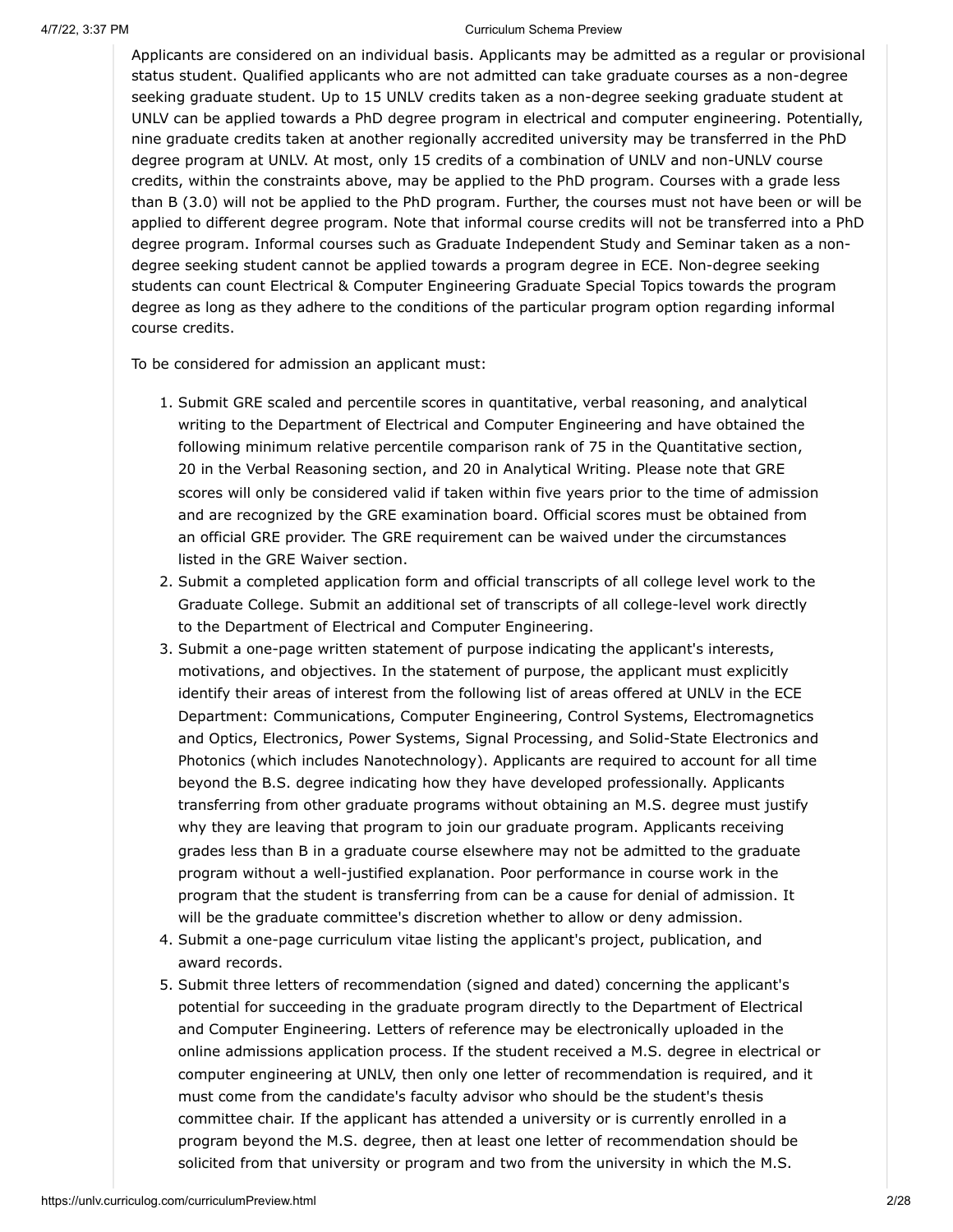Applicants are considered on an individual basis. Applicants may be admitted as a regular or provisional status student. Qualified applicants who are not admitted can take graduate courses as a non-degree seeking graduate student. Up to 15 UNLV credits taken as a non-degree seeking graduate student at UNLV can be applied towards a PhD degree program in electrical and computer engineering. Potentially, nine graduate credits taken at another regionally accredited university may be transferred in the PhD degree program at UNLV. At most, only 15 credits of a combination of UNLV and non-UNLV course credits, within the constraints above, may be applied to the PhD program. Courses with a grade less than B (3.0) will not be applied to the PhD program. Further, the courses must not have been or will be applied to different degree program. Note that informal course credits will not be transferred into a PhD degree program. Informal courses such as Graduate Independent Study and Seminar taken as a non-degree seeking student cannot be applied towards a program degree in ECE. Non-degree seeking students can count Electrical & Computer Engineering Graduate Special Topics towards the program degree as long as they adhere to the conditions of the particular program option regarding informal course credits.

To be considered for admission an applicant must:

1. Submit GRE scaled and percentile scores in quantitative, verbal reasoning, and analytical writing to the Department of Electrical and Computer Engineering and have obtained the following minimum relative percentile comparison rank of 75 in the Quantitative section, 20 in the Verbal Reasoning section, and 20 in Analytical Writing. Please note that GRE scores will only be considered valid if taken within five years prior to the time of admission and are recognized by the GRE examination board. Official scores must be obtained from an official GRE provider. The GRE requirement can be waived under the circumstances listed in the GRE Waiver section.
2. Submit a completed application form and official transcripts of all college level work to the Graduate College. Submit an additional set of transcripts of all college-level work directly to the Department of Electrical and Computer Engineering.
3. Submit a one-page written statement of purpose indicating the applicant's interests, motivations, and objectives. In the statement of purpose, the applicant must explicitly identify their areas of interest from the following list of areas offered at UNLV in the ECE Department: Communications, Computer Engineering, Control Systems, Electromagnetics and Optics, Electronics, Power Systems, Signal Processing, and Solid-State Electronics and Photonics (which includes Nanotechnology). Applicants are required to account for all time beyond the B.S. degree indicating how they have developed professionally. Applicants transferring from other graduate programs without obtaining an M.S. degree must justify why they are leaving that program to join our graduate program. Applicants receiving grades less than B in a graduate course elsewhere may not be admitted to the graduate program without a well-justified explanation. Poor performance in course work in the program that the student is transferring from can be a cause for denial of admission. It will be the graduate committee's discretion whether to allow or deny admission.
4. Submit a one-page curriculum vitae listing the applicant's project, publication, and award records.
5. Submit three letters of recommendation (signed and dated) concerning the applicant's potential for succeeding in the graduate program directly to the Department of Electrical and Computer Engineering. Letters of reference may be electronically uploaded in the online admissions application process. If the student received a M.S. degree in electrical or computer engineering at UNLV, then only one letter of recommendation is required, and it must come from the candidate's faculty advisor who should be the student's thesis committee chair. If the applicant has attended a university or is currently enrolled in a program beyond the M.S. degree, then at least one letter of recommendation should be solicited from that university or program and two from the university in which the M.S.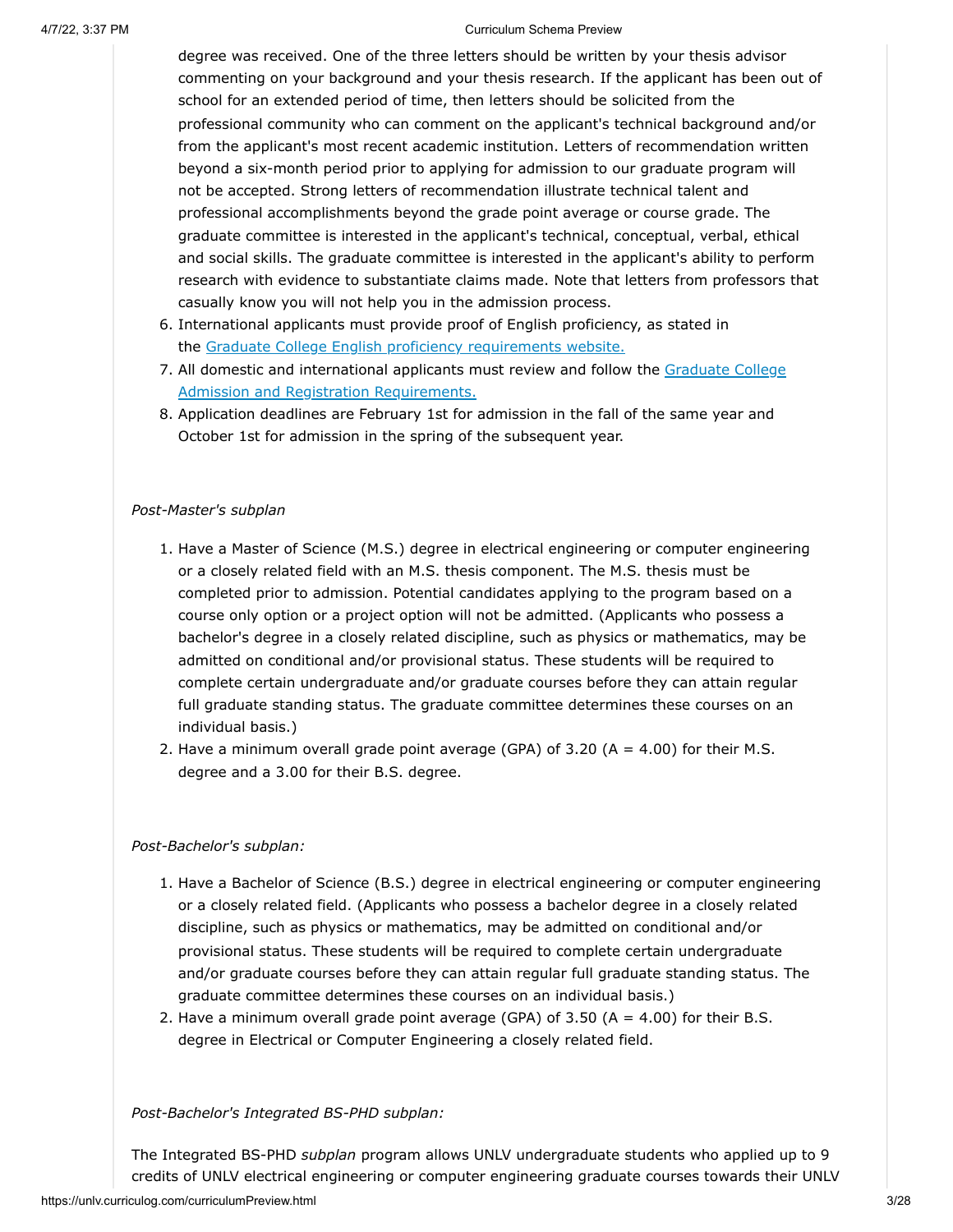degree was received. One of the three letters should be written by your thesis advisor commenting on your background and your thesis research. If the applicant has been out of school for an extended period of time, then letters should be solicited from the professional community who can comment on the applicant's technical background and/or from the applicant's most recent academic institution. Letters of recommendation written beyond a six-month period prior to applying for admission to our graduate program will not be accepted. Strong letters of recommendation illustrate technical talent and professional accomplishments beyond the grade point average or course grade. The graduate committee is interested in the applicant's technical, conceptual, verbal, ethical and social skills. The graduate committee is interested in the applicant's ability to perform research with evidence to substantiate claims made. Note that letters from professors that casually know you will not help you in the admission process.

6. International applicants must provide proof of English proficiency, as stated in the [Graduate College English proficiency requirements website.]()
7. All domestic and international applicants must review and follow the [Graduate College Admission and Registration Requirements.]()
8. Application deadlines are February 1st for admission in the fall of the same year and October 1st for admission in the spring of the subsequent year.

*Post-Master's subplan*

1. Have a Master of Science (M.S.) degree in electrical engineering or computer engineering or a closely related field with an M.S. thesis component. The M.S. thesis must be completed prior to admission. Potential candidates applying to the program based on a course only option or a project option will not be admitted. (Applicants who possess a bachelor's degree in a closely related discipline, such as physics or mathematics, may be admitted on conditional and/or provisional status. These students will be required to complete certain undergraduate and/or graduate courses before they can attain regular full graduate standing status. The graduate committee determines these courses on an individual basis.)
2. Have a minimum overall grade point average (GPA) of 3.20 (A = 4.00) for their M.S. degree and a 3.00 for their B.S. degree.

*Post-Bachelor's subplan:*

1. Have a Bachelor of Science (B.S.) degree in electrical engineering or computer engineering or a closely related field. (Applicants who possess a bachelor degree in a closely related discipline, such as physics or mathematics, may be admitted on conditional and/or provisional status. These students will be required to complete certain undergraduate and/or graduate courses before they can attain regular full graduate standing status. The graduate committee determines these courses on an individual basis.)
2. Have a minimum overall grade point average (GPA) of 3.50 (A = 4.00) for their B.S. degree in Electrical or Computer Engineering a closely related field.

*Post-Bachelor's Integrated BS-PHD subplan:*

The Integrated BS-PHD *subplan* program allows UNLV undergraduate students who applied up to 9 credits of UNLV electrical engineering or computer engineering graduate courses towards their UNLV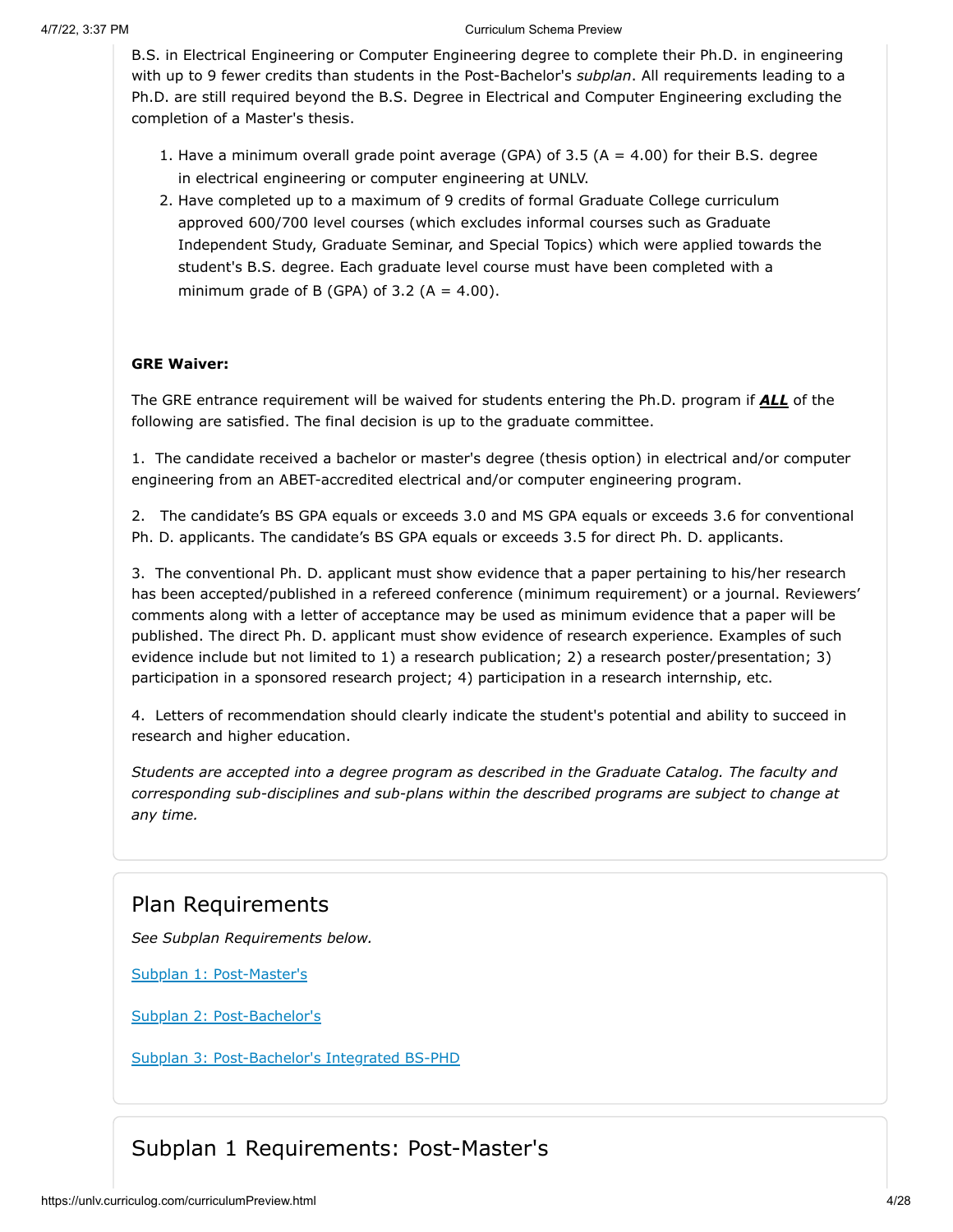B.S. in Electrical Engineering or Computer Engineering degree to complete their Ph.D. in engineering with up to 9 fewer credits than students in the Post-Bachelor's *subplan*. All requirements leading to a Ph.D. are still required beyond the B.S. Degree in Electrical and Computer Engineering excluding the completion of a Master's thesis.

1. Have a minimum overall grade point average (GPA) of 3.5 (A = 4.00) for their B.S. degree in electrical engineering or computer engineering at UNLV.
2. Have completed up to a maximum of 9 credits of formal Graduate College curriculum approved 600/700 level courses (which excludes informal courses such as Graduate Independent Study, Graduate Seminar, and Special Topics) which were applied towards the student's B.S. degree. Each graduate level course must have been completed with a minimum grade of B (GPA) of 3.2 (A = 4.00).

**GRE Waiver:**

The GRE entrance requirement will be waived for students entering the Ph.D. program if ***ALL*** of the following are satisfied. The final decision is up to the graduate committee.

1. The candidate received a bachelor or master's degree (thesis option) in electrical and/or computer engineering from an ABET-accredited electrical and/or computer engineering program.

2. The candidate's BS GPA equals or exceeds 3.0 and MS GPA equals or exceeds 3.6 for conventional Ph. D. applicants. The candidate's BS GPA equals or exceeds 3.5 for direct Ph. D. applicants.

3. The conventional Ph. D. applicant must show evidence that a paper pertaining to his/her research has been accepted/published in a refereed conference (minimum requirement) or a journal. Reviewers' comments along with a letter of acceptance may be used as minimum evidence that a paper will be published. The direct Ph. D. applicant must show evidence of research experience. Examples of such evidence include but not limited to 1) a research publication; 2) a research poster/presentation; 3) participation in a sponsored research project; 4) participation in a research internship, etc.

4. Letters of recommendation should clearly indicate the student's potential and ability to succeed in research and higher education.

*Students are accepted into a degree program as described in the Graduate Catalog. The faculty and corresponding sub-disciplines and sub-plans within the described programs are subject to change at any time.*

## Plan Requirements

*See Subplan Requirements below.*

Subplan 1: Post-Master's

Subplan 2: Post-Bachelor's

Subplan 3: Post-Bachelor's Integrated BS-PHD

## Subplan 1 Requirements: Post-Master's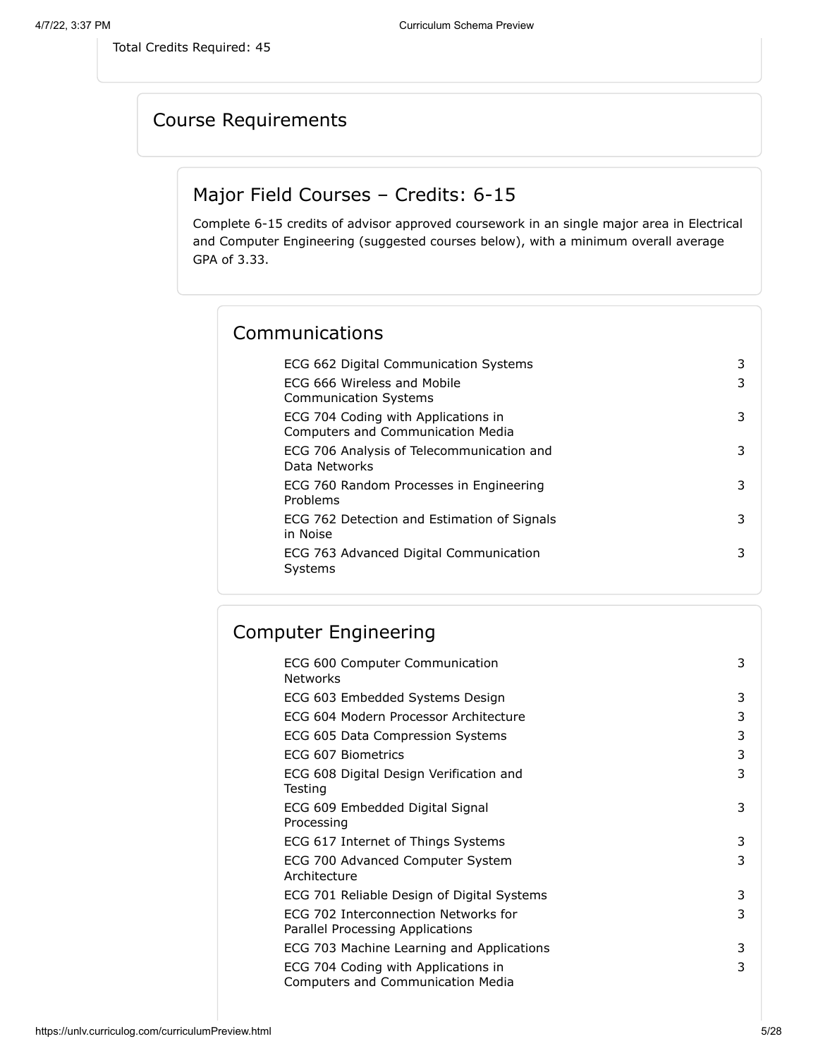Total Credits Required: 45

## Course Requirements

### Major Field Courses – Credits: 6-15

Complete 6-15 credits of advisor approved coursework in an single major area in Electrical and Computer Engineering (suggested courses below), with a minimum overall average GPA of 3.33.

#### Communications

| Course | Credits |
|---|---|
| ECG 662 Digital Communication Systems | 3 |
| ECG 666 Wireless and Mobile Communication Systems | 3 |
| ECG 704 Coding with Applications in Computers and Communication Media | 3 |
| ECG 706 Analysis of Telecommunication and Data Networks | 3 |
| ECG 760 Random Processes in Engineering Problems | 3 |
| ECG 762 Detection and Estimation of Signals in Noise | 3 |
| ECG 763 Advanced Digital Communication Systems | 3 |

#### Computer Engineering

| Course | Credits |
|---|---|
| ECG 600 Computer Communication Networks | 3 |
| ECG 603 Embedded Systems Design | 3 |
| ECG 604 Modern Processor Architecture | 3 |
| ECG 605 Data Compression Systems | 3 |
| ECG 607 Biometrics | 3 |
| ECG 608 Digital Design Verification and Testing | 3 |
| ECG 609 Embedded Digital Signal Processing | 3 |
| ECG 617 Internet of Things Systems | 3 |
| ECG 700 Advanced Computer System Architecture | 3 |
| ECG 701 Reliable Design of Digital Systems | 3 |
| ECG 702 Interconnection Networks for Parallel Processing Applications | 3 |
| ECG 703 Machine Learning and Applications | 3 |
| ECG 704 Coding with Applications in Computers and Communication Media | 3 |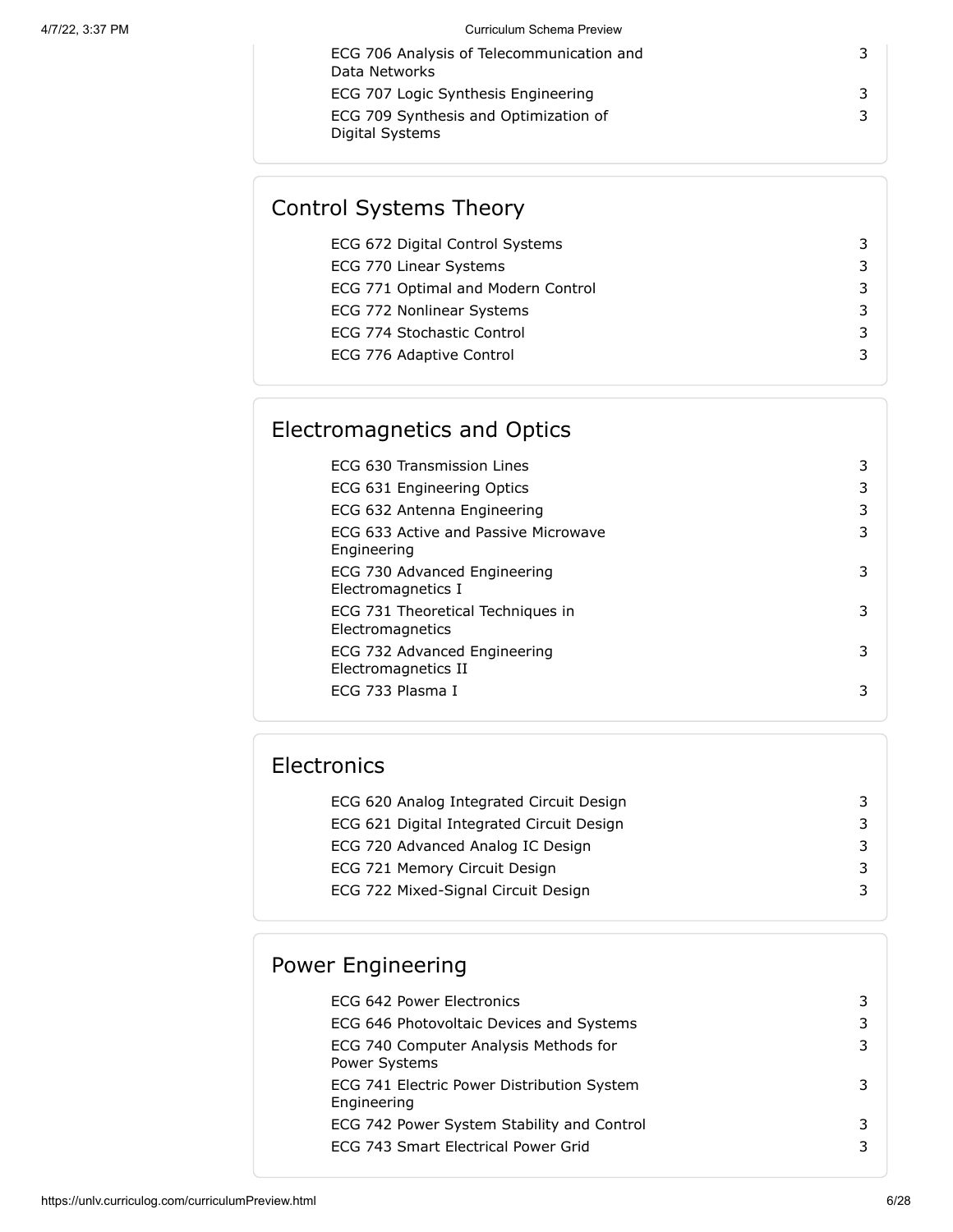| | |
|---|---|
| ECG 706 Analysis of Telecommunication and Data Networks | 3 |
| ECG 707 Logic Synthesis Engineering | 3 |
| ECG 709 Synthesis and Optimization of Digital Systems | 3 |

## Control Systems Theory

| | |
|---|---|
| ECG 672 Digital Control Systems | 3 |
| ECG 770 Linear Systems | 3 |
| ECG 771 Optimal and Modern Control | 3 |
| ECG 772 Nonlinear Systems | 3 |
| ECG 774 Stochastic Control | 3 |
| ECG 776 Adaptive Control | 3 |

## Electromagnetics and Optics

| | |
|---|---|
| ECG 630 Transmission Lines | 3 |
| ECG 631 Engineering Optics | 3 |
| ECG 632 Antenna Engineering | 3 |
| ECG 633 Active and Passive Microwave Engineering | 3 |
| ECG 730 Advanced Engineering Electromagnetics I | 3 |
| ECG 731 Theoretical Techniques in Electromagnetics | 3 |
| ECG 732 Advanced Engineering Electromagnetics II | 3 |
| ECG 733 Plasma I | 3 |

## Electronics

| | |
|---|---|
| ECG 620 Analog Integrated Circuit Design | 3 |
| ECG 621 Digital Integrated Circuit Design | 3 |
| ECG 720 Advanced Analog IC Design | 3 |
| ECG 721 Memory Circuit Design | 3 |
| ECG 722 Mixed-Signal Circuit Design | 3 |

## Power Engineering

| | |
|---|---|
| ECG 642 Power Electronics | 3 |
| ECG 646 Photovoltaic Devices and Systems | 3 |
| ECG 740 Computer Analysis Methods for Power Systems | 3 |
| ECG 741 Electric Power Distribution System Engineering | 3 |
| ECG 742 Power System Stability and Control | 3 |
| ECG 743 Smart Electrical Power Grid | 3 |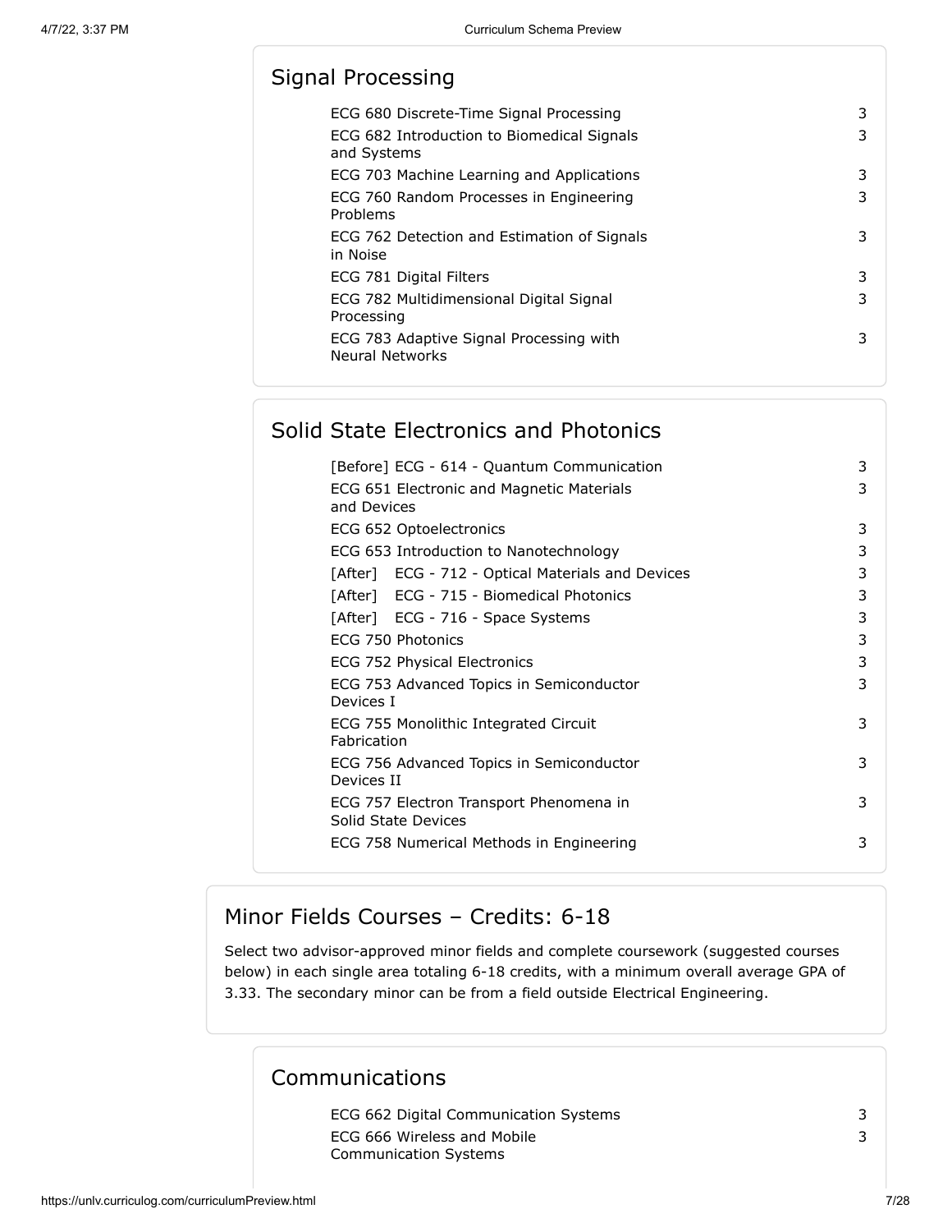## Signal Processing

| Course | Credits |
| --- | --- |
| ECG 680 Discrete-Time Signal Processing | 3 |
| ECG 682 Introduction to Biomedical Signals and Systems | 3 |
| ECG 703 Machine Learning and Applications | 3 |
| ECG 760 Random Processes in Engineering Problems | 3 |
| ECG 762 Detection and Estimation of Signals in Noise | 3 |
| ECG 781 Digital Filters | 3 |
| ECG 782 Multidimensional Digital Signal Processing | 3 |
| ECG 783 Adaptive Signal Processing with Neural Networks | 3 |

## Solid State Electronics and Photonics

| Course | Credits |
| --- | --- |
| [Before] ECG - 614 - Quantum Communication | 3 |
| ECG 651 Electronic and Magnetic Materials and Devices | 3 |
| ECG 652 Optoelectronics | 3 |
| ECG 653 Introduction to Nanotechnology | 3 |
| [After] ECG - 712 - Optical Materials and Devices | 3 |
| [After] ECG - 715 - Biomedical Photonics | 3 |
| [After] ECG - 716 - Space Systems | 3 |
| ECG 750 Photonics | 3 |
| ECG 752 Physical Electronics | 3 |
| ECG 753 Advanced Topics in Semiconductor Devices I | 3 |
| ECG 755 Monolithic Integrated Circuit Fabrication | 3 |
| ECG 756 Advanced Topics in Semiconductor Devices II | 3 |
| ECG 757 Electron Transport Phenomena in Solid State Devices | 3 |
| ECG 758 Numerical Methods in Engineering | 3 |

# Minor Fields Courses – Credits: 6-18

Select two advisor-approved minor fields and complete coursework (suggested courses below) in each single area totaling 6-18 credits, with a minimum overall average GPA of 3.33. The secondary minor can be from a field outside Electrical Engineering.

## Communications

| Course | Credits |
| --- | --- |
| ECG 662 Digital Communication Systems | 3 |
| ECG 666 Wireless and Mobile Communication Systems | 3 |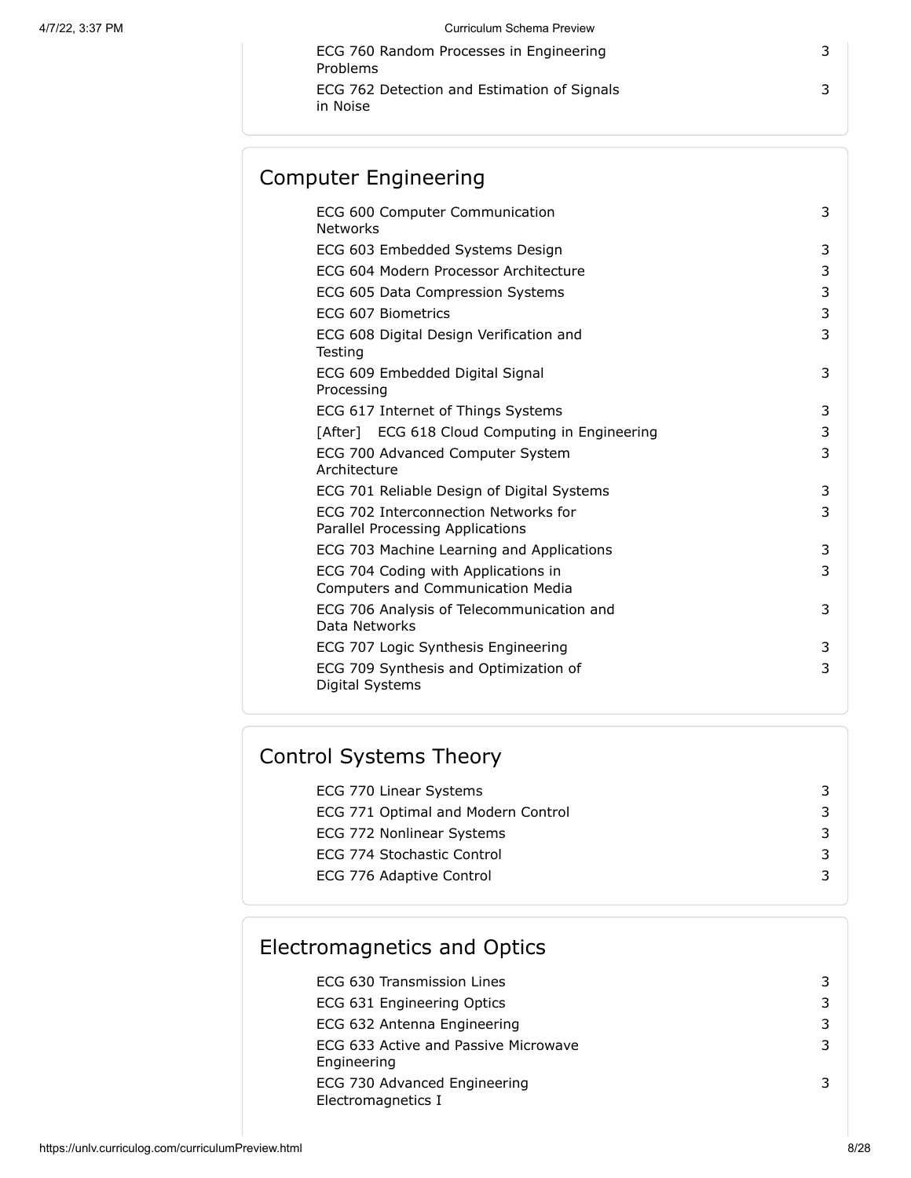| Course | Credits |
| --- | --- |
| ECG 760 Random Processes in Engineering Problems | 3 |
| ECG 762 Detection and Estimation of Signals in Noise | 3 |

## Computer Engineering

| Course | Credits |
| --- | --- |
| ECG 600 Computer Communication Networks | 3 |
| ECG 603 Embedded Systems Design | 3 |
| ECG 604 Modern Processor Architecture | 3 |
| ECG 605 Data Compression Systems | 3 |
| ECG 607 Biometrics | 3 |
| ECG 608 Digital Design Verification and Testing | 3 |
| ECG 609 Embedded Digital Signal Processing | 3 |
| ECG 617 Internet of Things Systems | 3 |
| [After] ECG 618 Cloud Computing in Engineering | 3 |
| ECG 700 Advanced Computer System Architecture | 3 |
| ECG 701 Reliable Design of Digital Systems | 3 |
| ECG 702 Interconnection Networks for Parallel Processing Applications | 3 |
| ECG 703 Machine Learning and Applications | 3 |
| ECG 704 Coding with Applications in Computers and Communication Media | 3 |
| ECG 706 Analysis of Telecommunication and Data Networks | 3 |
| ECG 707 Logic Synthesis Engineering | 3 |
| ECG 709 Synthesis and Optimization of Digital Systems | 3 |

## Control Systems Theory

| Course | Credits |
| --- | --- |
| ECG 770 Linear Systems | 3 |
| ECG 771 Optimal and Modern Control | 3 |
| ECG 772 Nonlinear Systems | 3 |
| ECG 774 Stochastic Control | 3 |
| ECG 776 Adaptive Control | 3 |

## Electromagnetics and Optics

| Course | Credits |
| --- | --- |
| ECG 630 Transmission Lines | 3 |
| ECG 631 Engineering Optics | 3 |
| ECG 632 Antenna Engineering | 3 |
| ECG 633 Active and Passive Microwave Engineering | 3 |
| ECG 730 Advanced Engineering Electromagnetics I | 3 |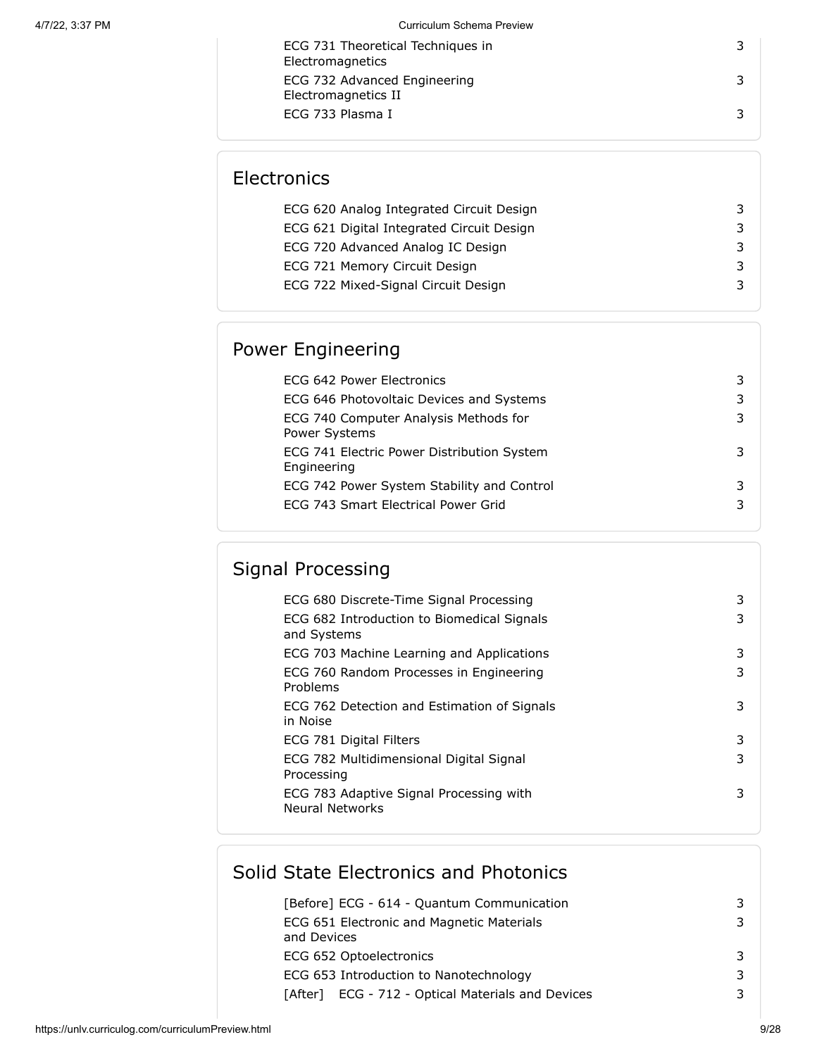| | |
|---|---|
| ECG 731 Theoretical Techniques in Electromagnetics | 3 |
| ECG 732 Advanced Engineering Electromagnetics II | 3 |
| ECG 733 Plasma I | 3 |

## Electronics

| | |
|---|---|
| ECG 620 Analog Integrated Circuit Design | 3 |
| ECG 621 Digital Integrated Circuit Design | 3 |
| ECG 720 Advanced Analog IC Design | 3 |
| ECG 721 Memory Circuit Design | 3 |
| ECG 722 Mixed-Signal Circuit Design | 3 |

## Power Engineering

| | |
|---|---|
| ECG 642 Power Electronics | 3 |
| ECG 646 Photovoltaic Devices and Systems | 3 |
| ECG 740 Computer Analysis Methods for Power Systems | 3 |
| ECG 741 Electric Power Distribution System Engineering | 3 |
| ECG 742 Power System Stability and Control | 3 |
| ECG 743 Smart Electrical Power Grid | 3 |

## Signal Processing

| | |
|---|---|
| ECG 680 Discrete-Time Signal Processing | 3 |
| ECG 682 Introduction to Biomedical Signals and Systems | 3 |
| ECG 703 Machine Learning and Applications | 3 |
| ECG 760 Random Processes in Engineering Problems | 3 |
| ECG 762 Detection and Estimation of Signals in Noise | 3 |
| ECG 781 Digital Filters | 3 |
| ECG 782 Multidimensional Digital Signal Processing | 3 |
| ECG 783 Adaptive Signal Processing with Neural Networks | 3 |

## Solid State Electronics and Photonics

| | |
|---|---|
| [Before] ECG - 614 - Quantum Communication | 3 |
| ECG 651 Electronic and Magnetic Materials and Devices | 3 |
| ECG 652 Optoelectronics | 3 |
| ECG 653 Introduction to Nanotechnology | 3 |
| [After] ECG - 712 - Optical Materials and Devices | 3 |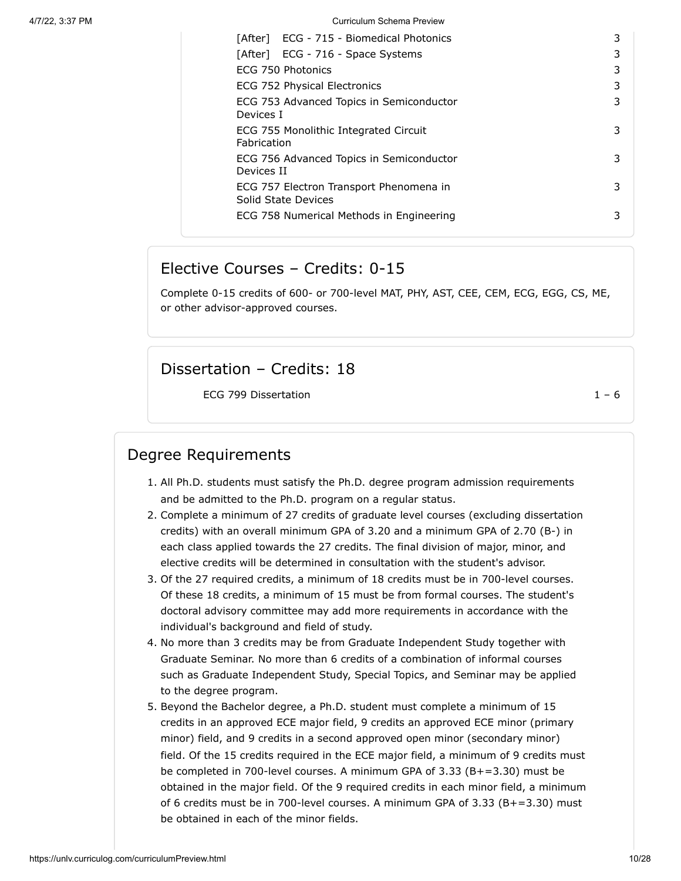| Course | Credits |
|---|---|
| [After] ECG - 715 - Biomedical Photonics | 3 |
| [After] ECG - 716 - Space Systems | 3 |
| ECG 750 Photonics | 3 |
| ECG 752 Physical Electronics | 3 |
| ECG 753 Advanced Topics in Semiconductor Devices I | 3 |
| ECG 755 Monolithic Integrated Circuit Fabrication | 3 |
| ECG 756 Advanced Topics in Semiconductor Devices II | 3 |
| ECG 757 Electron Transport Phenomena in Solid State Devices | 3 |
| ECG 758 Numerical Methods in Engineering | 3 |

## Elective Courses – Credits: 0-15

Complete 0-15 credits of 600- or 700-level MAT, PHY, AST, CEE, CEM, ECG, EGG, CS, ME, or other advisor-approved courses.

## Dissertation – Credits: 18

| Course | Credits |
|---|---|
| ECG 799 Dissertation | 1 – 6 |

## Degree Requirements

1. All Ph.D. students must satisfy the Ph.D. degree program admission requirements and be admitted to the Ph.D. program on a regular status.
2. Complete a minimum of 27 credits of graduate level courses (excluding dissertation credits) with an overall minimum GPA of 3.20 and a minimum GPA of 2.70 (B-) in each class applied towards the 27 credits. The final division of major, minor, and elective credits will be determined in consultation with the student's advisor.
3. Of the 27 required credits, a minimum of 18 credits must be in 700-level courses. Of these 18 credits, a minimum of 15 must be from formal courses. The student's doctoral advisory committee may add more requirements in accordance with the individual's background and field of study.
4. No more than 3 credits may be from Graduate Independent Study together with Graduate Seminar. No more than 6 credits of a combination of informal courses such as Graduate Independent Study, Special Topics, and Seminar may be applied to the degree program.
5. Beyond the Bachelor degree, a Ph.D. student must complete a minimum of 15 credits in an approved ECE major field, 9 credits an approved ECE minor (primary minor) field, and 9 credits in a second approved open minor (secondary minor) field. Of the 15 credits required in the ECE major field, a minimum of 9 credits must be completed in 700-level courses. A minimum GPA of 3.33 (B+=3.30) must be obtained in the major field. Of the 9 required credits in each minor field, a minimum of 6 credits must be in 700-level courses. A minimum GPA of 3.33 (B+=3.30) must be obtained in each of the minor fields.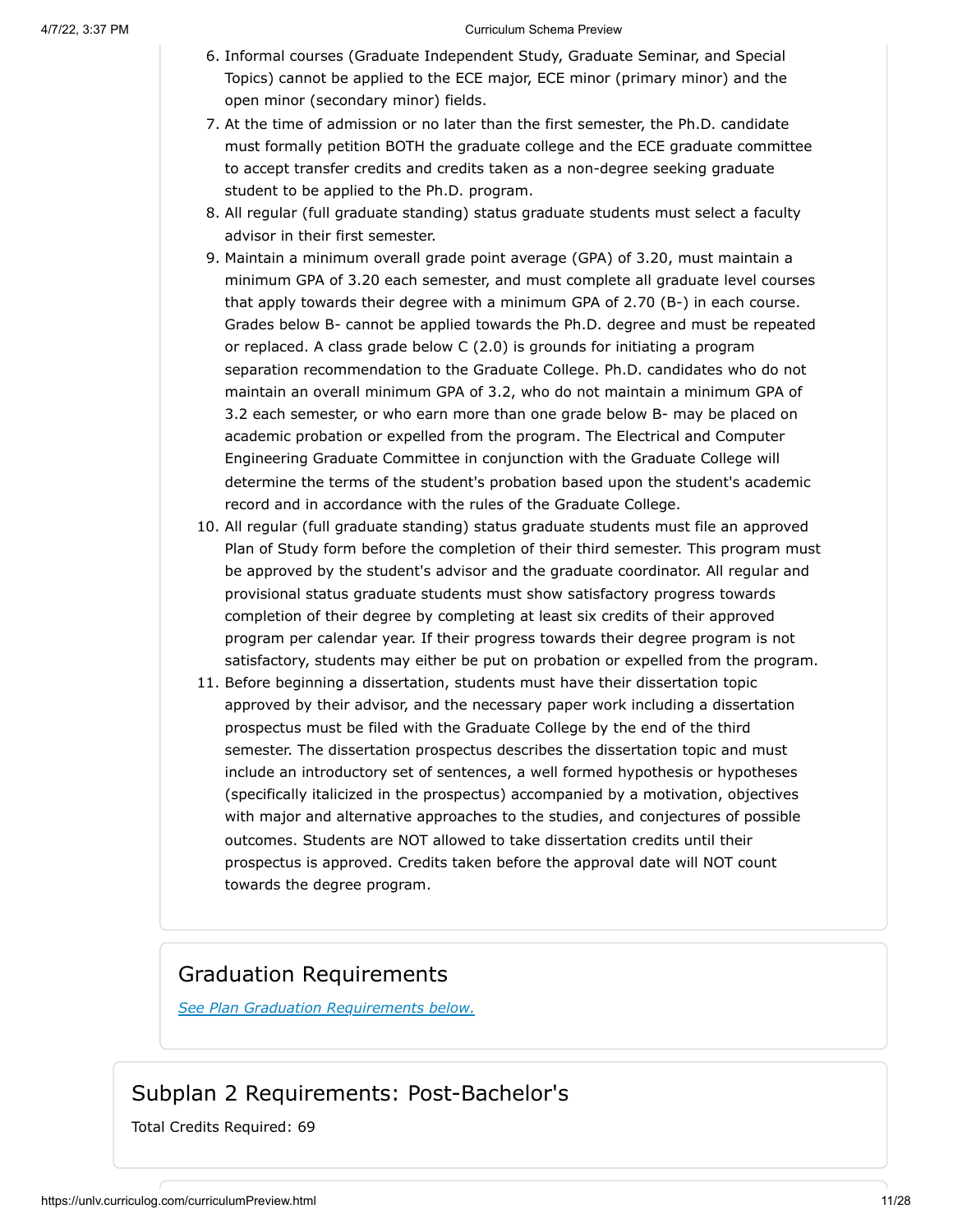6. Informal courses (Graduate Independent Study, Graduate Seminar, and Special Topics) cannot be applied to the ECE major, ECE minor (primary minor) and the open minor (secondary minor) fields.
7. At the time of admission or no later than the first semester, the Ph.D. candidate must formally petition BOTH the graduate college and the ECE graduate committee to accept transfer credits and credits taken as a non-degree seeking graduate student to be applied to the Ph.D. program.
8. All regular (full graduate standing) status graduate students must select a faculty advisor in their first semester.
9. Maintain a minimum overall grade point average (GPA) of 3.20, must maintain a minimum GPA of 3.20 each semester, and must complete all graduate level courses that apply towards their degree with a minimum GPA of 2.70 (B-) in each course. Grades below B- cannot be applied towards the Ph.D. degree and must be repeated or replaced. A class grade below C (2.0) is grounds for initiating a program separation recommendation to the Graduate College. Ph.D. candidates who do not maintain an overall minimum GPA of 3.2, who do not maintain a minimum GPA of 3.2 each semester, or who earn more than one grade below B- may be placed on academic probation or expelled from the program. The Electrical and Computer Engineering Graduate Committee in conjunction with the Graduate College will determine the terms of the student's probation based upon the student's academic record and in accordance with the rules of the Graduate College.
10. All regular (full graduate standing) status graduate students must file an approved Plan of Study form before the completion of their third semester. This program must be approved by the student's advisor and the graduate coordinator. All regular and provisional status graduate students must show satisfactory progress towards completion of their degree by completing at least six credits of their approved program per calendar year. If their progress towards their degree program is not satisfactory, students may either be put on probation or expelled from the program.
11. Before beginning a dissertation, students must have their dissertation topic approved by their advisor, and the necessary paper work including a dissertation prospectus must be filed with the Graduate College by the end of the third semester. The dissertation prospectus describes the dissertation topic and must include an introductory set of sentences, a well formed hypothesis or hypotheses (specifically italicized in the prospectus) accompanied by a motivation, objectives with major and alternative approaches to the studies, and conjectures of possible outcomes. Students are NOT allowed to take dissertation credits until their prospectus is approved. Credits taken before the approval date will NOT count towards the degree program.

## Graduation Requirements

*See Plan Graduation Requirements below.*

## Subplan 2 Requirements: Post-Bachelor's

Total Credits Required: 69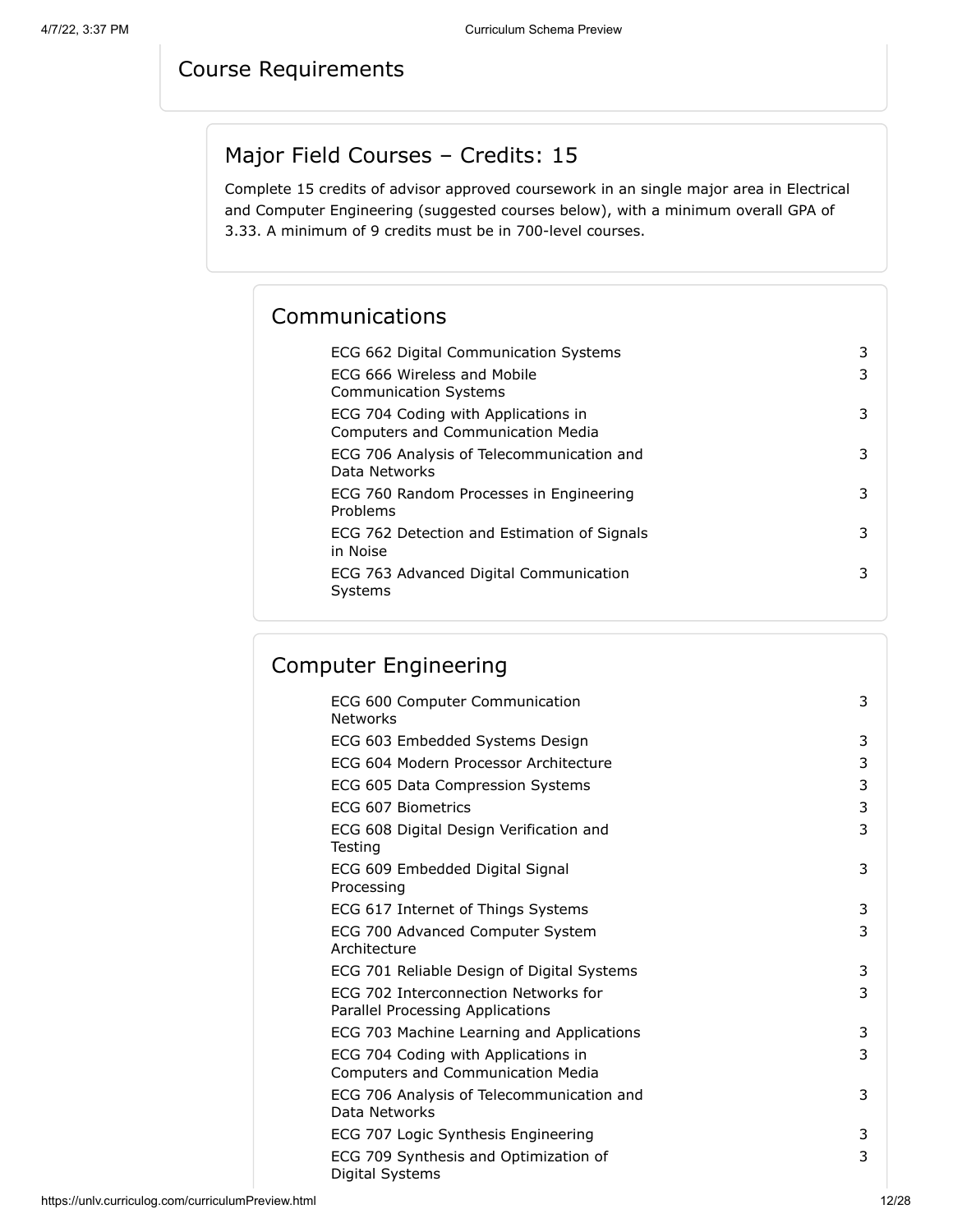## Course Requirements

### Major Field Courses – Credits: 15

Complete 15 credits of advisor approved coursework in an single major area in Electrical and Computer Engineering (suggested courses below), with a minimum overall GPA of 3.33. A minimum of 9 credits must be in 700-level courses.

#### Communications

| Course | Credits |
| --- | --- |
| ECG 662 Digital Communication Systems | 3 |
| ECG 666 Wireless and Mobile Communication Systems | 3 |
| ECG 704 Coding with Applications in Computers and Communication Media | 3 |
| ECG 706 Analysis of Telecommunication and Data Networks | 3 |
| ECG 760 Random Processes in Engineering Problems | 3 |
| ECG 762 Detection and Estimation of Signals in Noise | 3 |
| ECG 763 Advanced Digital Communication Systems | 3 |

#### Computer Engineering

| Course | Credits |
| --- | --- |
| ECG 600 Computer Communication Networks | 3 |
| ECG 603 Embedded Systems Design | 3 |
| ECG 604 Modern Processor Architecture | 3 |
| ECG 605 Data Compression Systems | 3 |
| ECG 607 Biometrics | 3 |
| ECG 608 Digital Design Verification and Testing | 3 |
| ECG 609 Embedded Digital Signal Processing | 3 |
| ECG 617 Internet of Things Systems | 3 |
| ECG 700 Advanced Computer System Architecture | 3 |
| ECG 701 Reliable Design of Digital Systems | 3 |
| ECG 702 Interconnection Networks for Parallel Processing Applications | 3 |
| ECG 703 Machine Learning and Applications | 3 |
| ECG 704 Coding with Applications in Computers and Communication Media | 3 |
| ECG 706 Analysis of Telecommunication and Data Networks | 3 |
| ECG 707 Logic Synthesis Engineering | 3 |
| ECG 709 Synthesis and Optimization of Digital Systems | 3 |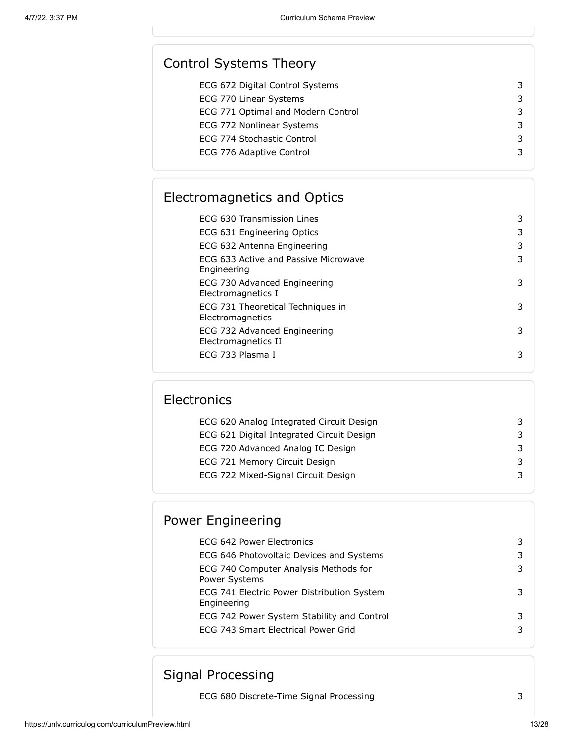## Control Systems Theory

| Course | Credits |
|---|---|
| ECG 672 Digital Control Systems | 3 |
| ECG 770 Linear Systems | 3 |
| ECG 771 Optimal and Modern Control | 3 |
| ECG 772 Nonlinear Systems | 3 |
| ECG 774 Stochastic Control | 3 |
| ECG 776 Adaptive Control | 3 |

## Electromagnetics and Optics

| Course | Credits |
|---|---|
| ECG 630 Transmission Lines | 3 |
| ECG 631 Engineering Optics | 3 |
| ECG 632 Antenna Engineering | 3 |
| ECG 633 Active and Passive Microwave Engineering | 3 |
| ECG 730 Advanced Engineering Electromagnetics I | 3 |
| ECG 731 Theoretical Techniques in Electromagnetics | 3 |
| ECG 732 Advanced Engineering Electromagnetics II | 3 |
| ECG 733 Plasma I | 3 |

## Electronics

| Course | Credits |
|---|---|
| ECG 620 Analog Integrated Circuit Design | 3 |
| ECG 621 Digital Integrated Circuit Design | 3 |
| ECG 720 Advanced Analog IC Design | 3 |
| ECG 721 Memory Circuit Design | 3 |
| ECG 722 Mixed-Signal Circuit Design | 3 |

## Power Engineering

| Course | Credits |
|---|---|
| ECG 642 Power Electronics | 3 |
| ECG 646 Photovoltaic Devices and Systems | 3 |
| ECG 740 Computer Analysis Methods for Power Systems | 3 |
| ECG 741 Electric Power Distribution System Engineering | 3 |
| ECG 742 Power System Stability and Control | 3 |
| ECG 743 Smart Electrical Power Grid | 3 |

## Signal Processing

| Course | Credits |
|---|---|
| ECG 680 Discrete-Time Signal Processing | 3 |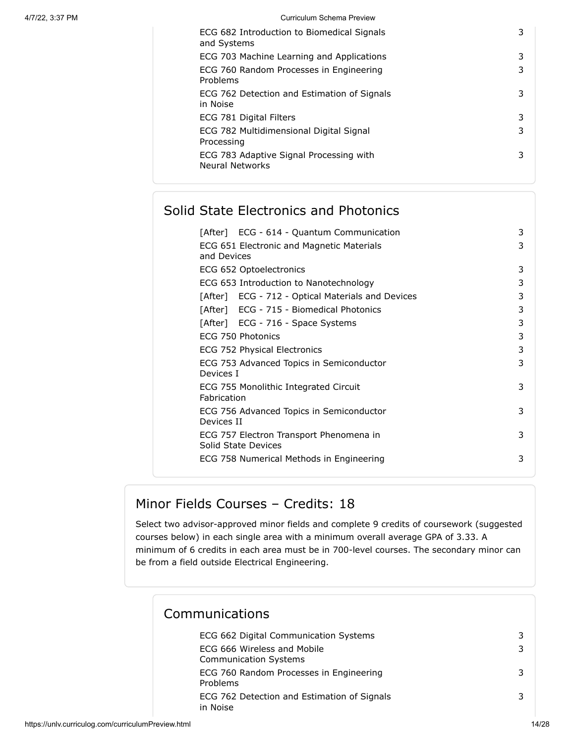| | |
|---|---|
| ECG 682 Introduction to Biomedical Signals and Systems | 3 |
| ECG 703 Machine Learning and Applications | 3 |
| ECG 760 Random Processes in Engineering Problems | 3 |
| ECG 762 Detection and Estimation of Signals in Noise | 3 |
| ECG 781 Digital Filters | 3 |
| ECG 782 Multidimensional Digital Signal Processing | 3 |
| ECG 783 Adaptive Signal Processing with Neural Networks | 3 |

### Solid State Electronics and Photonics

| | |
|---|---|
| [After] ECG - 614 - Quantum Communication | 3 |
| ECG 651 Electronic and Magnetic Materials and Devices | 3 |
| ECG 652 Optoelectronics | 3 |
| ECG 653 Introduction to Nanotechnology | 3 |
| [After] ECG - 712 - Optical Materials and Devices | 3 |
| [After] ECG - 715 - Biomedical Photonics | 3 |
| [After] ECG - 716 - Space Systems | 3 |
| ECG 750 Photonics | 3 |
| ECG 752 Physical Electronics | 3 |
| ECG 753 Advanced Topics in Semiconductor Devices I | 3 |
| ECG 755 Monolithic Integrated Circuit Fabrication | 3 |
| ECG 756 Advanced Topics in Semiconductor Devices II | 3 |
| ECG 757 Electron Transport Phenomena in Solid State Devices | 3 |
| ECG 758 Numerical Methods in Engineering | 3 |

## Minor Fields Courses – Credits: 18

Select two advisor-approved minor fields and complete 9 credits of coursework (suggested courses below) in each single area with a minimum overall average GPA of 3.33. A minimum of 6 credits in each area must be in 700-level courses. The secondary minor can be from a field outside Electrical Engineering.

### Communications

| | |
|---|---|
| ECG 662 Digital Communication Systems | 3 |
| ECG 666 Wireless and Mobile Communication Systems | 3 |
| ECG 760 Random Processes in Engineering Problems | 3 |
| ECG 762 Detection and Estimation of Signals in Noise | 3 |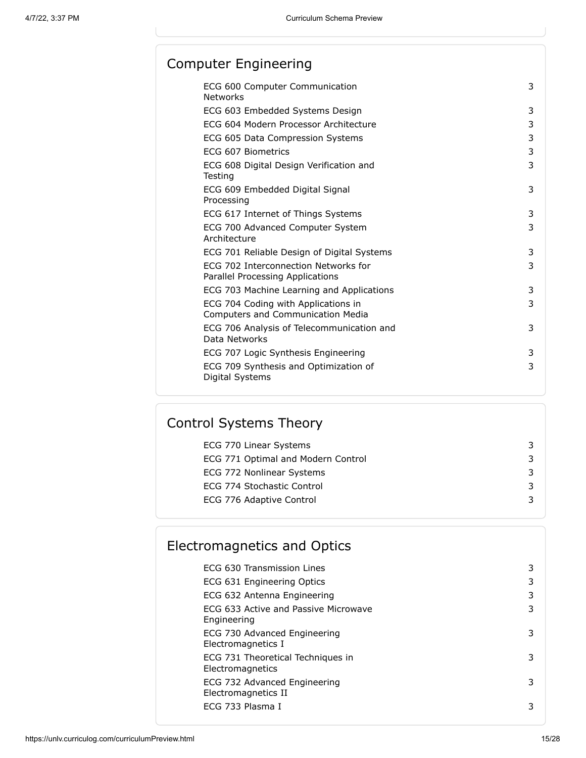## Computer Engineering

| Course | Credits |
|---|---|
| ECG 600 Computer Communication Networks | 3 |
| ECG 603 Embedded Systems Design | 3 |
| ECG 604 Modern Processor Architecture | 3 |
| ECG 605 Data Compression Systems | 3 |
| ECG 607 Biometrics | 3 |
| ECG 608 Digital Design Verification and Testing | 3 |
| ECG 609 Embedded Digital Signal Processing | 3 |
| ECG 617 Internet of Things Systems | 3 |
| ECG 700 Advanced Computer System Architecture | 3 |
| ECG 701 Reliable Design of Digital Systems | 3 |
| ECG 702 Interconnection Networks for Parallel Processing Applications | 3 |
| ECG 703 Machine Learning and Applications | 3 |
| ECG 704 Coding with Applications in Computers and Communication Media | 3 |
| ECG 706 Analysis of Telecommunication and Data Networks | 3 |
| ECG 707 Logic Synthesis Engineering | 3 |
| ECG 709 Synthesis and Optimization of Digital Systems | 3 |

## Control Systems Theory

| Course | Credits |
|---|---|
| ECG 770 Linear Systems | 3 |
| ECG 771 Optimal and Modern Control | 3 |
| ECG 772 Nonlinear Systems | 3 |
| ECG 774 Stochastic Control | 3 |
| ECG 776 Adaptive Control | 3 |

## Electromagnetics and Optics

| Course | Credits |
|---|---|
| ECG 630 Transmission Lines | 3 |
| ECG 631 Engineering Optics | 3 |
| ECG 632 Antenna Engineering | 3 |
| ECG 633 Active and Passive Microwave Engineering | 3 |
| ECG 730 Advanced Engineering Electromagnetics I | 3 |
| ECG 731 Theoretical Techniques in Electromagnetics | 3 |
| ECG 732 Advanced Engineering Electromagnetics II | 3 |
| ECG 733 Plasma I | 3 |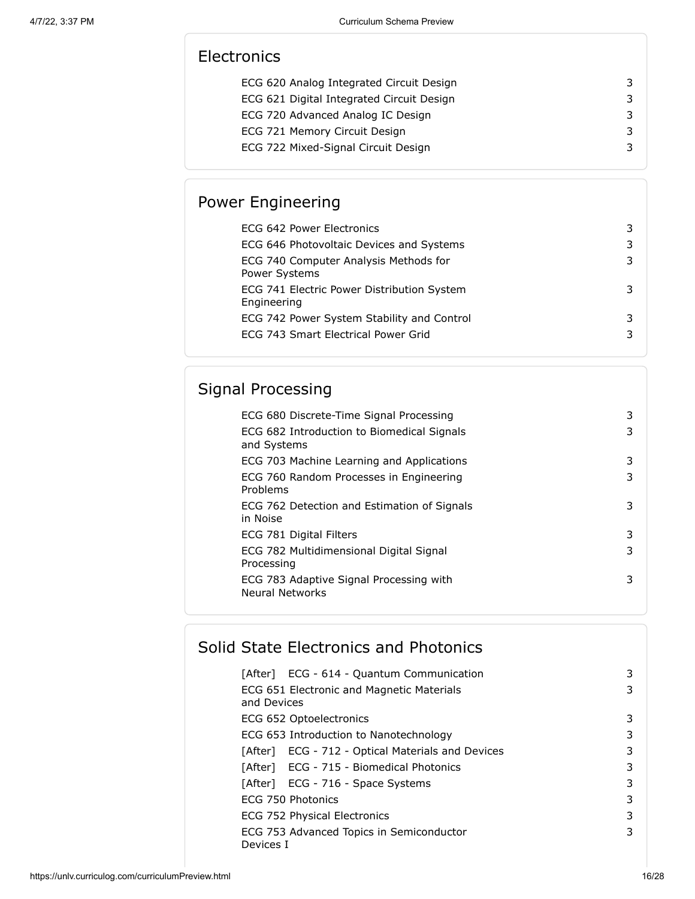## Electronics

| | |
|---|---|
| ECG 620 Analog Integrated Circuit Design | 3 |
| ECG 621 Digital Integrated Circuit Design | 3 |
| ECG 720 Advanced Analog IC Design | 3 |
| ECG 721 Memory Circuit Design | 3 |
| ECG 722 Mixed-Signal Circuit Design | 3 |

## Power Engineering

| | |
|---|---|
| ECG 642 Power Electronics | 3 |
| ECG 646 Photovoltaic Devices and Systems | 3 |
| ECG 740 Computer Analysis Methods for Power Systems | 3 |
| ECG 741 Electric Power Distribution System Engineering | 3 |
| ECG 742 Power System Stability and Control | 3 |
| ECG 743 Smart Electrical Power Grid | 3 |

## Signal Processing

| | |
|---|---|
| ECG 680 Discrete-Time Signal Processing | 3 |
| ECG 682 Introduction to Biomedical Signals and Systems | 3 |
| ECG 703 Machine Learning and Applications | 3 |
| ECG 760 Random Processes in Engineering Problems | 3 |
| ECG 762 Detection and Estimation of Signals in Noise | 3 |
| ECG 781 Digital Filters | 3 |
| ECG 782 Multidimensional Digital Signal Processing | 3 |
| ECG 783 Adaptive Signal Processing with Neural Networks | 3 |

## Solid State Electronics and Photonics

| | |
|---|---|
| [After] ECG - 614 - Quantum Communication | 3 |
| ECG 651 Electronic and Magnetic Materials and Devices | 3 |
| ECG 652 Optoelectronics | 3 |
| ECG 653 Introduction to Nanotechnology | 3 |
| [After] ECG - 712 - Optical Materials and Devices | 3 |
| [After] ECG - 715 - Biomedical Photonics | 3 |
| [After] ECG - 716 - Space Systems | 3 |
| ECG 750 Photonics | 3 |
| ECG 752 Physical Electronics | 3 |
| ECG 753 Advanced Topics in Semiconductor Devices I | 3 |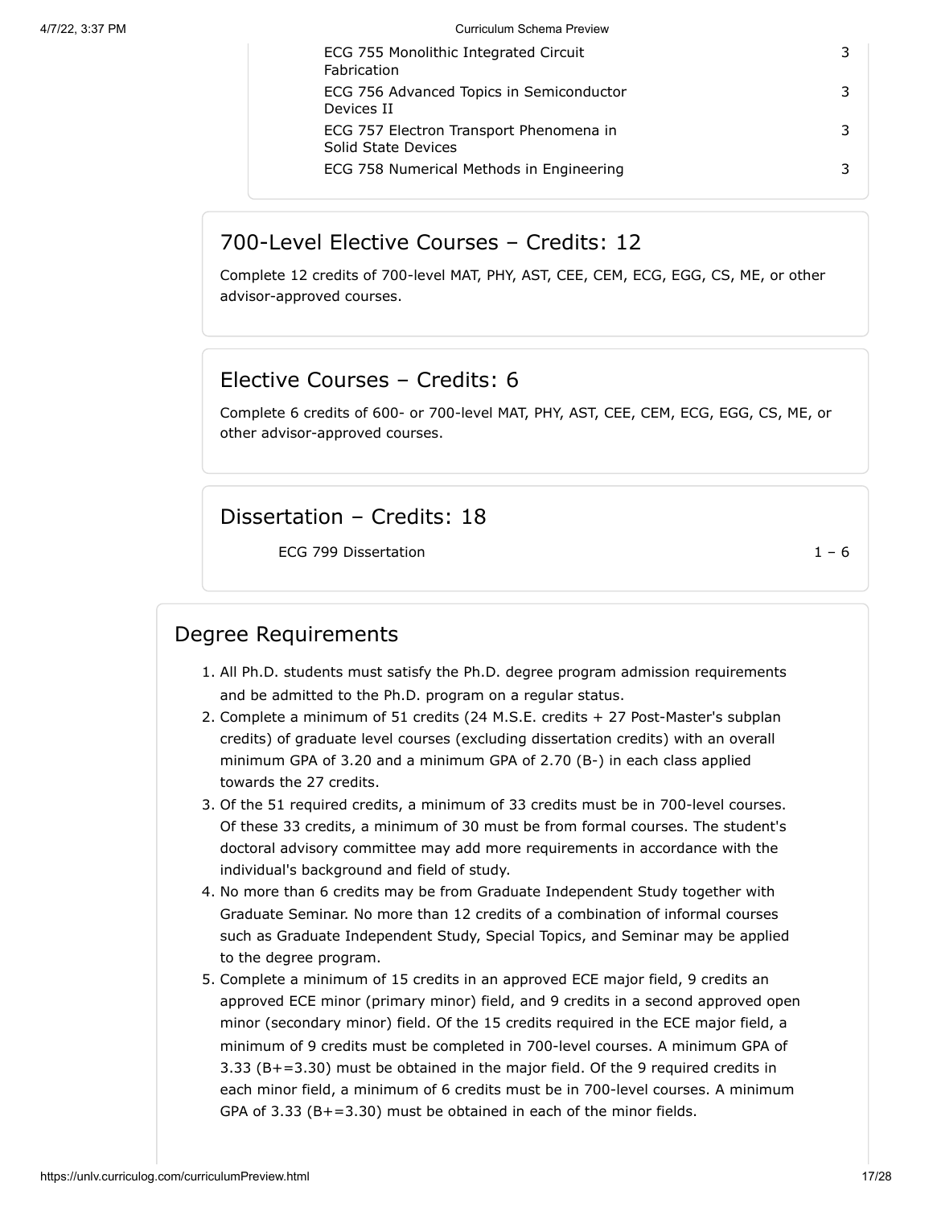| | |
|---|---|
| ECG 755 Monolithic Integrated Circuit Fabrication | 3 |
| ECG 756 Advanced Topics in Semiconductor Devices II | 3 |
| ECG 757 Electron Transport Phenomena in Solid State Devices | 3 |
| ECG 758 Numerical Methods in Engineering | 3 |

## 700-Level Elective Courses – Credits: 12

Complete 12 credits of 700-level MAT, PHY, AST, CEE, CEM, ECG, EGG, CS, ME, or other advisor-approved courses.

## Elective Courses – Credits: 6

Complete 6 credits of 600- or 700-level MAT, PHY, AST, CEE, CEM, ECG, EGG, CS, ME, or other advisor-approved courses.

## Dissertation – Credits: 18

| | |
|---|---|
| ECG 799 Dissertation | 1 – 6 |

## Degree Requirements

1. All Ph.D. students must satisfy the Ph.D. degree program admission requirements and be admitted to the Ph.D. program on a regular status.
2. Complete a minimum of 51 credits (24 M.S.E. credits + 27 Post-Master's subplan credits) of graduate level courses (excluding dissertation credits) with an overall minimum GPA of 3.20 and a minimum GPA of 2.70 (B-) in each class applied towards the 27 credits.
3. Of the 51 required credits, a minimum of 33 credits must be in 700-level courses. Of these 33 credits, a minimum of 30 must be from formal courses. The student's doctoral advisory committee may add more requirements in accordance with the individual's background and field of study.
4. No more than 6 credits may be from Graduate Independent Study together with Graduate Seminar. No more than 12 credits of a combination of informal courses such as Graduate Independent Study, Special Topics, and Seminar may be applied to the degree program.
5. Complete a minimum of 15 credits in an approved ECE major field, 9 credits an approved ECE minor (primary minor) field, and 9 credits in a second approved open minor (secondary minor) field. Of the 15 credits required in the ECE major field, a minimum of 9 credits must be completed in 700-level courses. A minimum GPA of 3.33 (B+=3.30) must be obtained in the major field. Of the 9 required credits in each minor field, a minimum of 6 credits must be in 700-level courses. A minimum GPA of 3.33 (B+=3.30) must be obtained in each of the minor fields.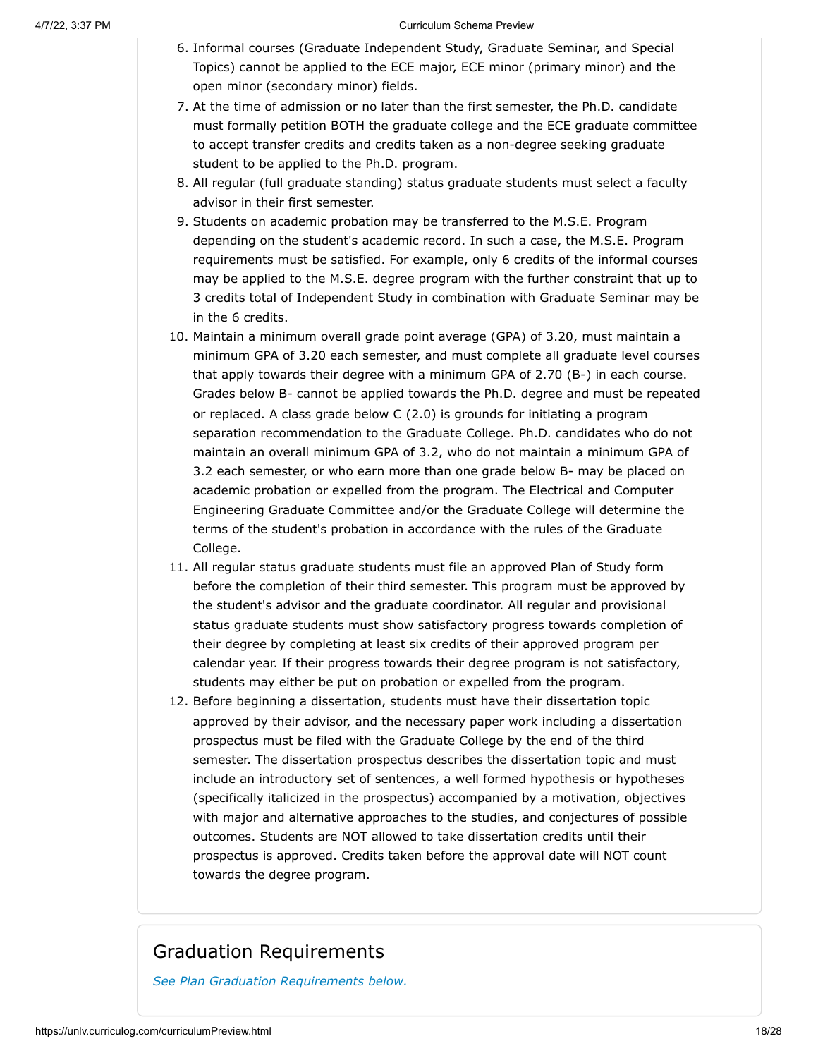6. Informal courses (Graduate Independent Study, Graduate Seminar, and Special Topics) cannot be applied to the ECE major, ECE minor (primary minor) and the open minor (secondary minor) fields.
7. At the time of admission or no later than the first semester, the Ph.D. candidate must formally petition BOTH the graduate college and the ECE graduate committee to accept transfer credits and credits taken as a non-degree seeking graduate student to be applied to the Ph.D. program.
8. All regular (full graduate standing) status graduate students must select a faculty advisor in their first semester.
9. Students on academic probation may be transferred to the M.S.E. Program depending on the student's academic record. In such a case, the M.S.E. Program requirements must be satisfied. For example, only 6 credits of the informal courses may be applied to the M.S.E. degree program with the further constraint that up to 3 credits total of Independent Study in combination with Graduate Seminar may be in the 6 credits.
10. Maintain a minimum overall grade point average (GPA) of 3.20, must maintain a minimum GPA of 3.20 each semester, and must complete all graduate level courses that apply towards their degree with a minimum GPA of 2.70 (B-) in each course. Grades below B- cannot be applied towards the Ph.D. degree and must be repeated or replaced. A class grade below C (2.0) is grounds for initiating a program separation recommendation to the Graduate College. Ph.D. candidates who do not maintain an overall minimum GPA of 3.2, who do not maintain a minimum GPA of 3.2 each semester, or who earn more than one grade below B- may be placed on academic probation or expelled from the program. The Electrical and Computer Engineering Graduate Committee and/or the Graduate College will determine the terms of the student's probation in accordance with the rules of the Graduate College.
11. All regular status graduate students must file an approved Plan of Study form before the completion of their third semester. This program must be approved by the student's advisor and the graduate coordinator. All regular and provisional status graduate students must show satisfactory progress towards completion of their degree by completing at least six credits of their approved program per calendar year. If their progress towards their degree program is not satisfactory, students may either be put on probation or expelled from the program.
12. Before beginning a dissertation, students must have their dissertation topic approved by their advisor, and the necessary paper work including a dissertation prospectus must be filed with the Graduate College by the end of the third semester. The dissertation prospectus describes the dissertation topic and must include an introductory set of sentences, a well formed hypothesis or hypotheses (specifically italicized in the prospectus) accompanied by a motivation, objectives with major and alternative approaches to the studies, and conjectures of possible outcomes. Students are NOT allowed to take dissertation credits until their prospectus is approved. Credits taken before the approval date will NOT count towards the degree program.

## Graduation Requirements

*See Plan Graduation Requirements below.*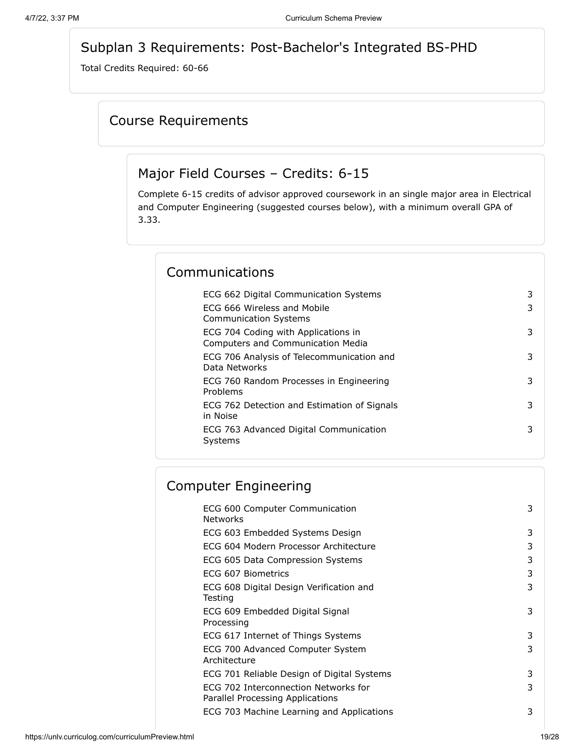# Subplan 3 Requirements: Post-Bachelor's Integrated BS-PHD

Total Credits Required: 60-66

## Course Requirements

### Major Field Courses – Credits: 6-15

Complete 6-15 credits of advisor approved coursework in an single major area in Electrical and Computer Engineering (suggested courses below), with a minimum overall GPA of 3.33.

#### Communications

| Course | Credits |
| --- | --- |
| ECG 662 Digital Communication Systems | 3 |
| ECG 666 Wireless and Mobile Communication Systems | 3 |
| ECG 704 Coding with Applications in Computers and Communication Media | 3 |
| ECG 706 Analysis of Telecommunication and Data Networks | 3 |
| ECG 760 Random Processes in Engineering Problems | 3 |
| ECG 762 Detection and Estimation of Signals in Noise | 3 |
| ECG 763 Advanced Digital Communication Systems | 3 |

#### Computer Engineering

| Course | Credits |
| --- | --- |
| ECG 600 Computer Communication Networks | 3 |
| ECG 603 Embedded Systems Design | 3 |
| ECG 604 Modern Processor Architecture | 3 |
| ECG 605 Data Compression Systems | 3 |
| ECG 607 Biometrics | 3 |
| ECG 608 Digital Design Verification and Testing | 3 |
| ECG 609 Embedded Digital Signal Processing | 3 |
| ECG 617 Internet of Things Systems | 3 |
| ECG 700 Advanced Computer System Architecture | 3 |
| ECG 701 Reliable Design of Digital Systems | 3 |
| ECG 702 Interconnection Networks for Parallel Processing Applications | 3 |
| ECG 703 Machine Learning and Applications | 3 |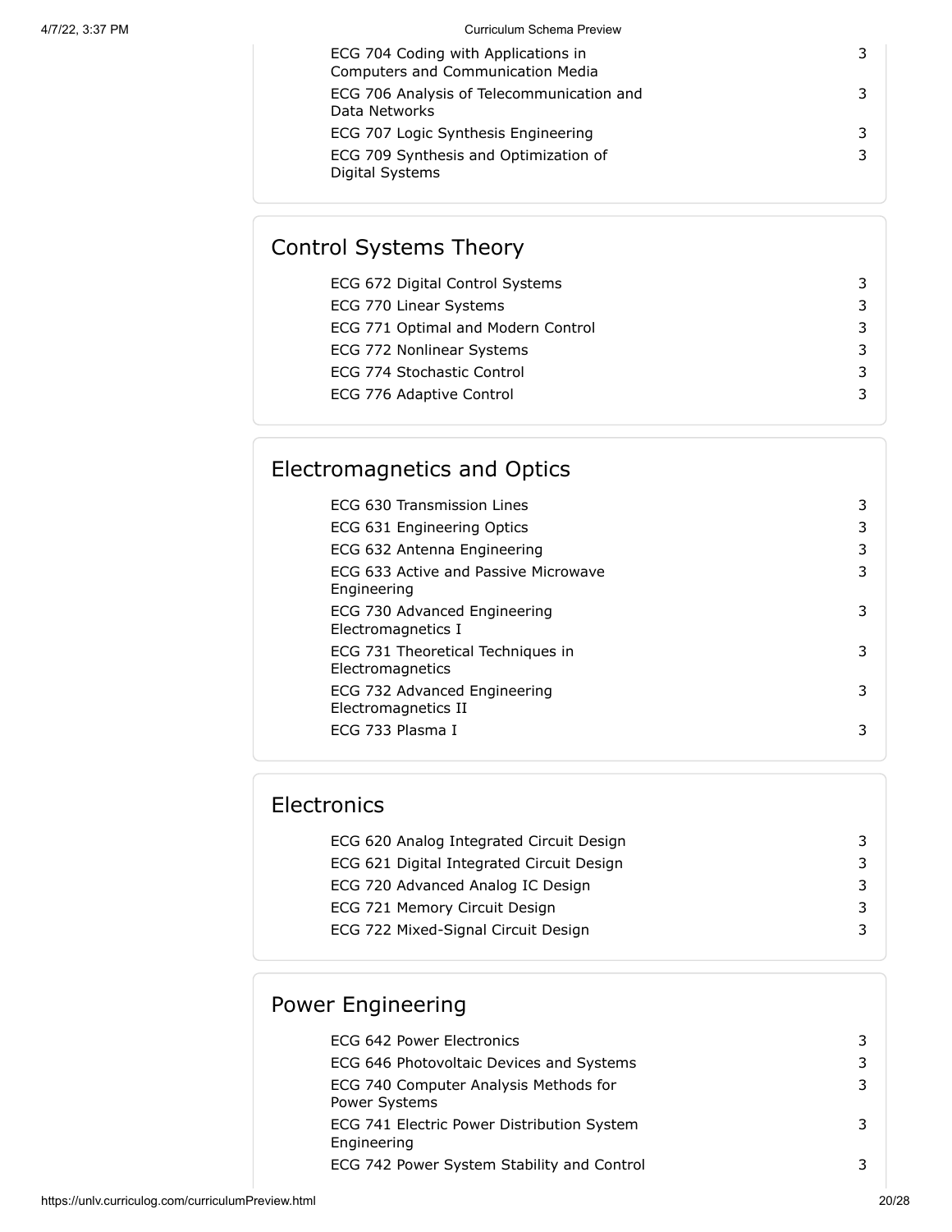| | |
|---|---|
| ECG 704 Coding with Applications in Computers and Communication Media | 3 |
| ECG 706 Analysis of Telecommunication and Data Networks | 3 |
| ECG 707 Logic Synthesis Engineering | 3 |
| ECG 709 Synthesis and Optimization of Digital Systems | 3 |

## Control Systems Theory

| | |
|---|---|
| ECG 672 Digital Control Systems | 3 |
| ECG 770 Linear Systems | 3 |
| ECG 771 Optimal and Modern Control | 3 |
| ECG 772 Nonlinear Systems | 3 |
| ECG 774 Stochastic Control | 3 |
| ECG 776 Adaptive Control | 3 |

## Electromagnetics and Optics

| | |
|---|---|
| ECG 630 Transmission Lines | 3 |
| ECG 631 Engineering Optics | 3 |
| ECG 632 Antenna Engineering | 3 |
| ECG 633 Active and Passive Microwave Engineering | 3 |
| ECG 730 Advanced Engineering Electromagnetics I | 3 |
| ECG 731 Theoretical Techniques in Electromagnetics | 3 |
| ECG 732 Advanced Engineering Electromagnetics II | 3 |
| ECG 733 Plasma I | 3 |

## Electronics

| | |
|---|---|
| ECG 620 Analog Integrated Circuit Design | 3 |
| ECG 621 Digital Integrated Circuit Design | 3 |
| ECG 720 Advanced Analog IC Design | 3 |
| ECG 721 Memory Circuit Design | 3 |
| ECG 722 Mixed-Signal Circuit Design | 3 |

## Power Engineering

| | |
|---|---|
| ECG 642 Power Electronics | 3 |
| ECG 646 Photovoltaic Devices and Systems | 3 |
| ECG 740 Computer Analysis Methods for Power Systems | 3 |
| ECG 741 Electric Power Distribution System Engineering | 3 |
| ECG 742 Power System Stability and Control | 3 |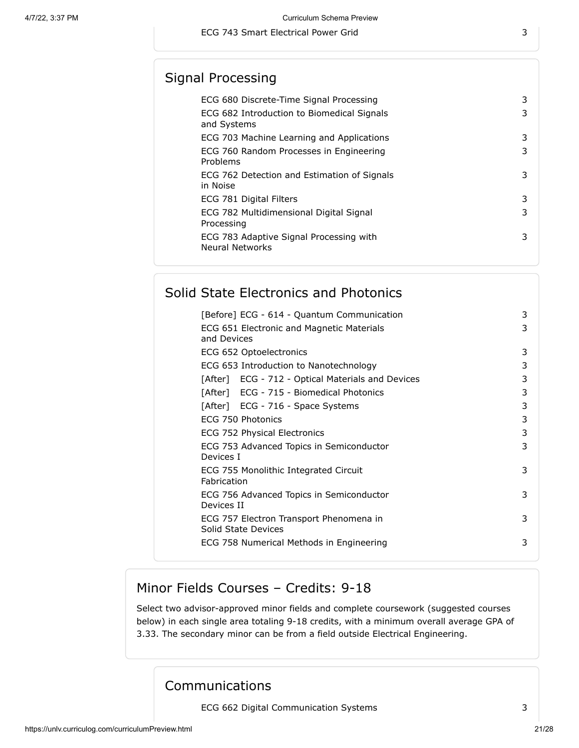| | |
|---|---|
| ECG 743 Smart Electrical Power Grid | 3 |

## Signal Processing

| | |
|---|---|
| ECG 680 Discrete-Time Signal Processing | 3 |
| ECG 682 Introduction to Biomedical Signals and Systems | 3 |
| ECG 703 Machine Learning and Applications | 3 |
| ECG 760 Random Processes in Engineering Problems | 3 |
| ECG 762 Detection and Estimation of Signals in Noise | 3 |
| ECG 781 Digital Filters | 3 |
| ECG 782 Multidimensional Digital Signal Processing | 3 |
| ECG 783 Adaptive Signal Processing with Neural Networks | 3 |

## Solid State Electronics and Photonics

| | |
|---|---|
| [Before] ECG - 614 - Quantum Communication | 3 |
| ECG 651 Electronic and Magnetic Materials and Devices | 3 |
| ECG 652 Optoelectronics | 3 |
| ECG 653 Introduction to Nanotechnology | 3 |
| [After] ECG - 712 - Optical Materials and Devices | 3 |
| [After] ECG - 715 - Biomedical Photonics | 3 |
| [After] ECG - 716 - Space Systems | 3 |
| ECG 750 Photonics | 3 |
| ECG 752 Physical Electronics | 3 |
| ECG 753 Advanced Topics in Semiconductor Devices I | 3 |
| ECG 755 Monolithic Integrated Circuit Fabrication | 3 |
| ECG 756 Advanced Topics in Semiconductor Devices II | 3 |
| ECG 757 Electron Transport Phenomena in Solid State Devices | 3 |
| ECG 758 Numerical Methods in Engineering | 3 |

## Minor Fields Courses – Credits: 9-18

Select two advisor-approved minor fields and complete coursework (suggested courses below) in each single area totaling 9-18 credits, with a minimum overall average GPA of 3.33. The secondary minor can be from a field outside Electrical Engineering.

## Communications

| | |
|---|---|
| ECG 662 Digital Communication Systems | 3 |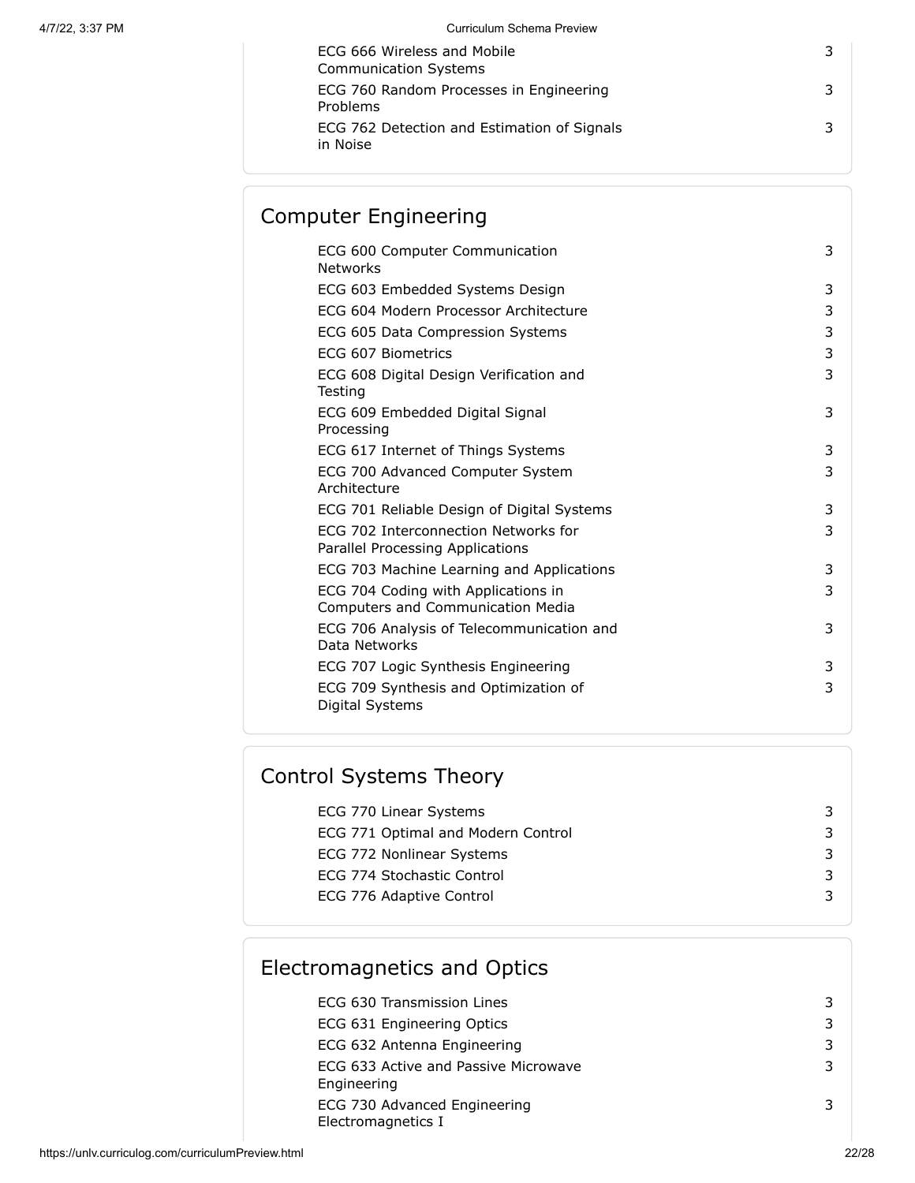| | |
|---|---|
| ECG 666 Wireless and Mobile Communication Systems | 3 |
| ECG 760 Random Processes in Engineering Problems | 3 |
| ECG 762 Detection and Estimation of Signals in Noise | 3 |

## Computer Engineering

| | |
|---|---|
| ECG 600 Computer Communication Networks | 3 |
| ECG 603 Embedded Systems Design | 3 |
| ECG 604 Modern Processor Architecture | 3 |
| ECG 605 Data Compression Systems | 3 |
| ECG 607 Biometrics | 3 |
| ECG 608 Digital Design Verification and Testing | 3 |
| ECG 609 Embedded Digital Signal Processing | 3 |
| ECG 617 Internet of Things Systems | 3 |
| ECG 700 Advanced Computer System Architecture | 3 |
| ECG 701 Reliable Design of Digital Systems | 3 |
| ECG 702 Interconnection Networks for Parallel Processing Applications | 3 |
| ECG 703 Machine Learning and Applications | 3 |
| ECG 704 Coding with Applications in Computers and Communication Media | 3 |
| ECG 706 Analysis of Telecommunication and Data Networks | 3 |
| ECG 707 Logic Synthesis Engineering | 3 |
| ECG 709 Synthesis and Optimization of Digital Systems | 3 |

## Control Systems Theory

| | |
|---|---|
| ECG 770 Linear Systems | 3 |
| ECG 771 Optimal and Modern Control | 3 |
| ECG 772 Nonlinear Systems | 3 |
| ECG 774 Stochastic Control | 3 |
| ECG 776 Adaptive Control | 3 |

## Electromagnetics and Optics

| | |
|---|---|
| ECG 630 Transmission Lines | 3 |
| ECG 631 Engineering Optics | 3 |
| ECG 632 Antenna Engineering | 3 |
| ECG 633 Active and Passive Microwave Engineering | 3 |
| ECG 730 Advanced Engineering Electromagnetics I | 3 |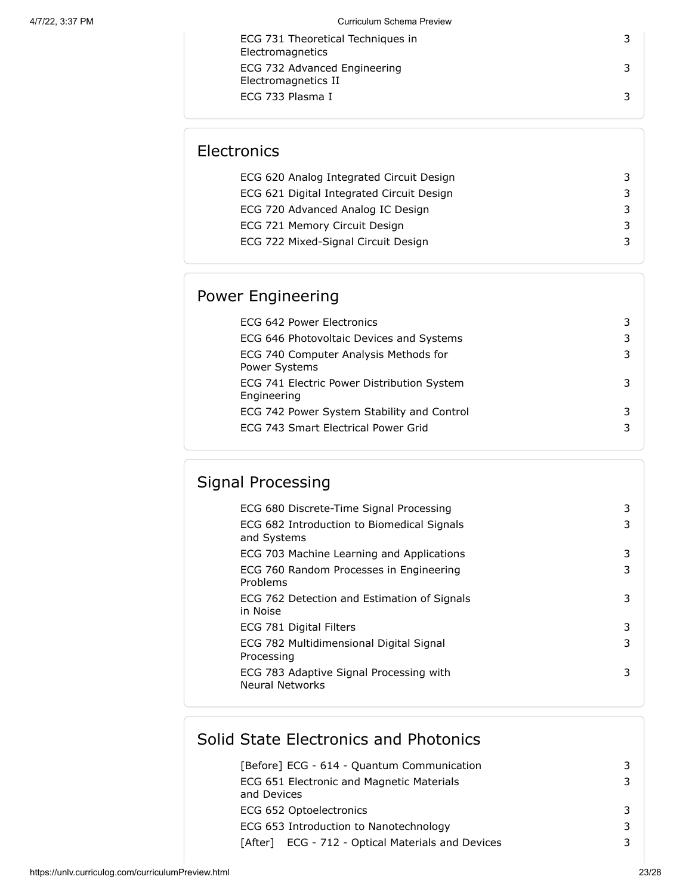| | |
|---|---|
| ECG 731 Theoretical Techniques in Electromagnetics | 3 |
| ECG 732 Advanced Engineering Electromagnetics II | 3 |
| ECG 733 Plasma I | 3 |

## Electronics

| | |
|---|---|
| ECG 620 Analog Integrated Circuit Design | 3 |
| ECG 621 Digital Integrated Circuit Design | 3 |
| ECG 720 Advanced Analog IC Design | 3 |
| ECG 721 Memory Circuit Design | 3 |
| ECG 722 Mixed-Signal Circuit Design | 3 |

## Power Engineering

| | |
|---|---|
| ECG 642 Power Electronics | 3 |
| ECG 646 Photovoltaic Devices and Systems | 3 |
| ECG 740 Computer Analysis Methods for Power Systems | 3 |
| ECG 741 Electric Power Distribution System Engineering | 3 |
| ECG 742 Power System Stability and Control | 3 |
| ECG 743 Smart Electrical Power Grid | 3 |

## Signal Processing

| | |
|---|---|
| ECG 680 Discrete-Time Signal Processing | 3 |
| ECG 682 Introduction to Biomedical Signals and Systems | 3 |
| ECG 703 Machine Learning and Applications | 3 |
| ECG 760 Random Processes in Engineering Problems | 3 |
| ECG 762 Detection and Estimation of Signals in Noise | 3 |
| ECG 781 Digital Filters | 3 |
| ECG 782 Multidimensional Digital Signal Processing | 3 |
| ECG 783 Adaptive Signal Processing with Neural Networks | 3 |

## Solid State Electronics and Photonics

| | |
|---|---|
| [Before] ECG - 614 - Quantum Communication | 3 |
| ECG 651 Electronic and Magnetic Materials and Devices | 3 |
| ECG 652 Optoelectronics | 3 |
| ECG 653 Introduction to Nanotechnology | 3 |
| [After] ECG - 712 - Optical Materials and Devices | 3 |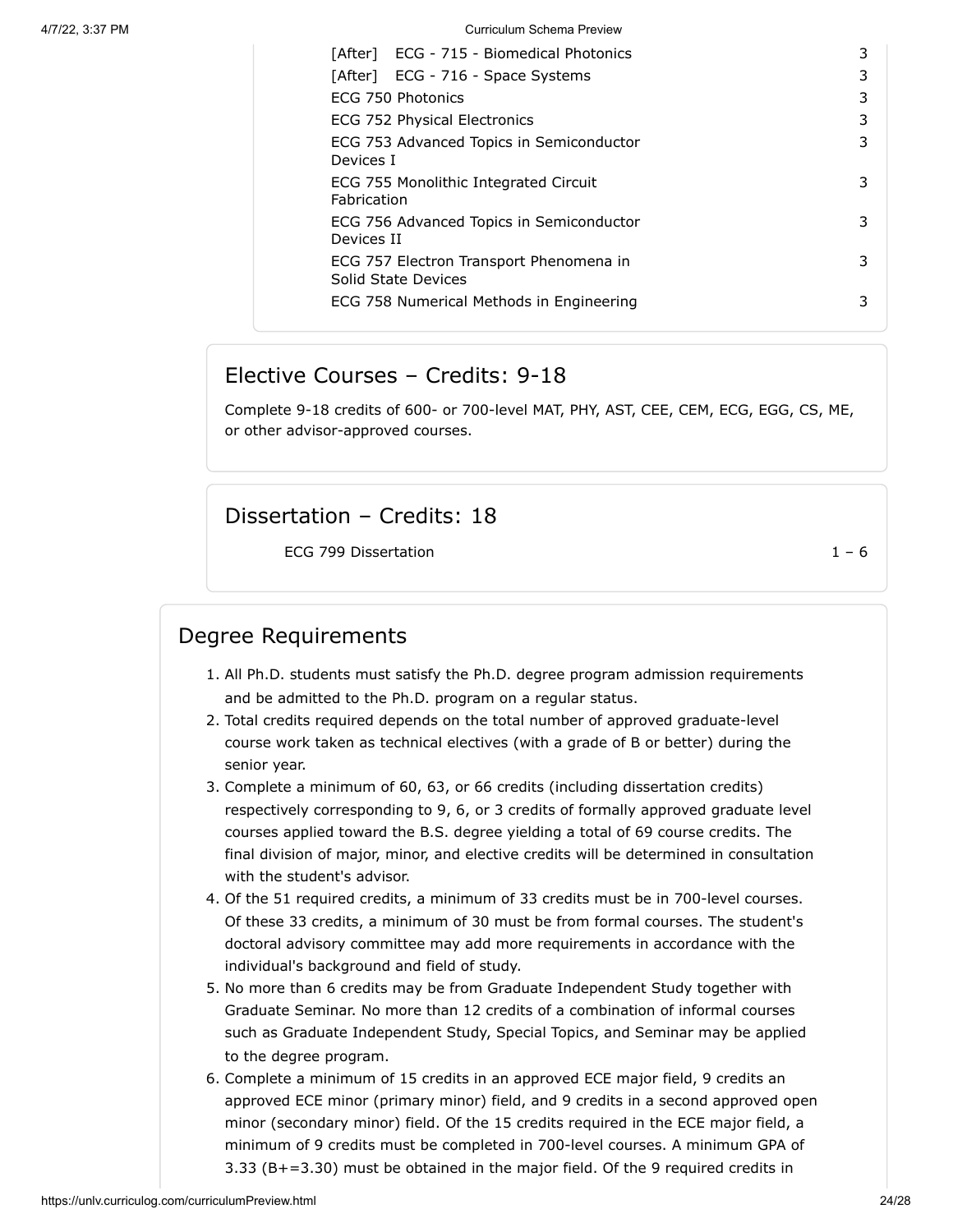| Course | Credits |
|---|---|
| [After] ECG - 715 - Biomedical Photonics | 3 |
| [After] ECG - 716 - Space Systems | 3 |
| ECG 750 Photonics | 3 |
| ECG 752 Physical Electronics | 3 |
| ECG 753 Advanced Topics in Semiconductor Devices I | 3 |
| ECG 755 Monolithic Integrated Circuit Fabrication | 3 |
| ECG 756 Advanced Topics in Semiconductor Devices II | 3 |
| ECG 757 Electron Transport Phenomena in Solid State Devices | 3 |
| ECG 758 Numerical Methods in Engineering | 3 |

## Elective Courses – Credits: 9-18

Complete 9-18 credits of 600- or 700-level MAT, PHY, AST, CEE, CEM, ECG, EGG, CS, ME, or other advisor-approved courses.

## Dissertation – Credits: 18

| Course | Credits |
|---|---|
| ECG 799 Dissertation | 1 – 6 |

## Degree Requirements

1. All Ph.D. students must satisfy the Ph.D. degree program admission requirements and be admitted to the Ph.D. program on a regular status.
2. Total credits required depends on the total number of approved graduate-level course work taken as technical electives (with a grade of B or better) during the senior year.
3. Complete a minimum of 60, 63, or 66 credits (including dissertation credits) respectively corresponding to 9, 6, or 3 credits of formally approved graduate level courses applied toward the B.S. degree yielding a total of 69 course credits. The final division of major, minor, and elective credits will be determined in consultation with the student's advisor.
4. Of the 51 required credits, a minimum of 33 credits must be in 700-level courses. Of these 33 credits, a minimum of 30 must be from formal courses. The student's doctoral advisory committee may add more requirements in accordance with the individual's background and field of study.
5. No more than 6 credits may be from Graduate Independent Study together with Graduate Seminar. No more than 12 credits of a combination of informal courses such as Graduate Independent Study, Special Topics, and Seminar may be applied to the degree program.
6. Complete a minimum of 15 credits in an approved ECE major field, 9 credits an approved ECE minor (primary minor) field, and 9 credits in a second approved open minor (secondary minor) field. Of the 15 credits required in the ECE major field, a minimum of 9 credits must be completed in 700-level courses. A minimum GPA of 3.33 (B+=3.30) must be obtained in the major field. Of the 9 required credits in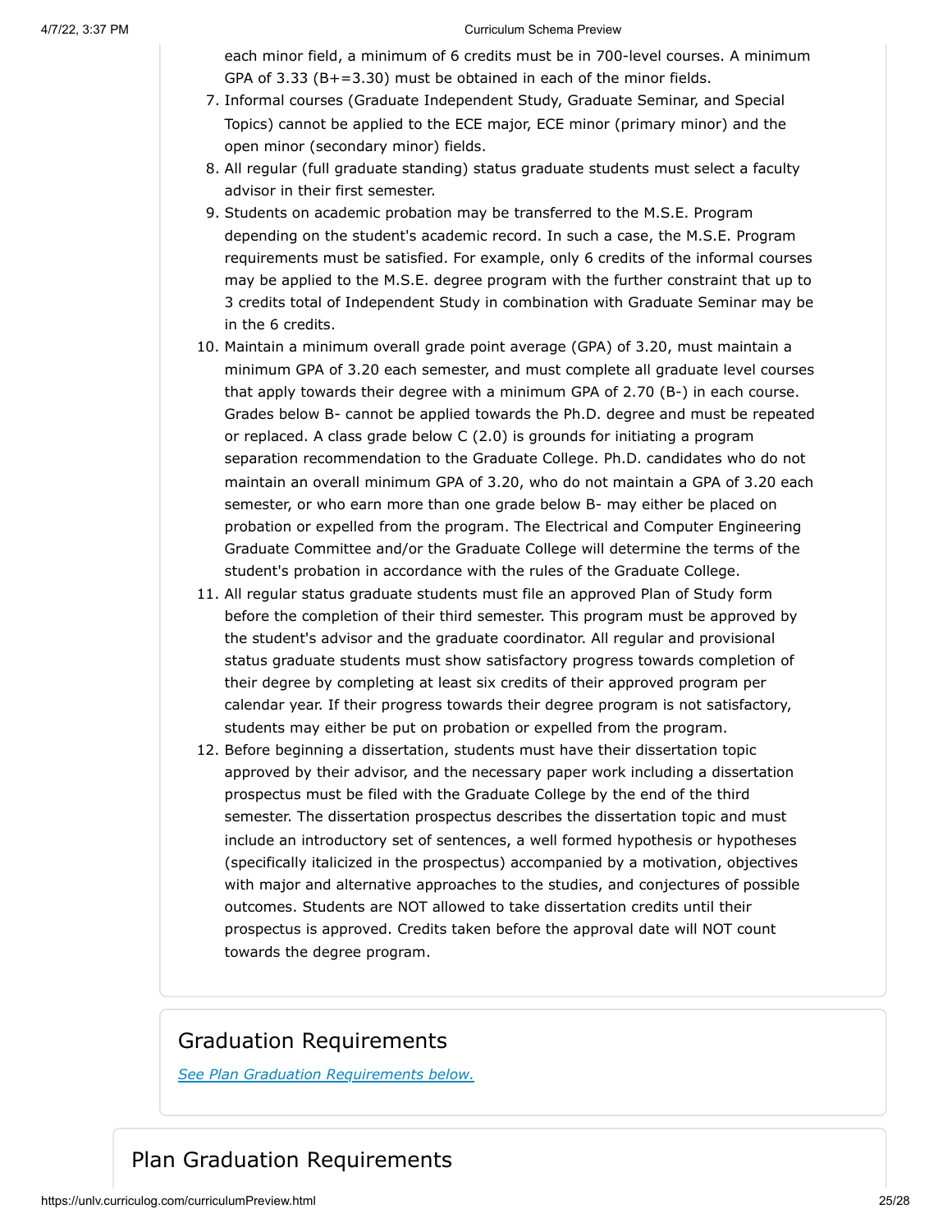each minor field, a minimum of 6 credits must be in 700-level courses. A minimum GPA of 3.33 (B+=3.30) must be obtained in each of the minor fields.

7. Informal courses (Graduate Independent Study, Graduate Seminar, and Special Topics) cannot be applied to the ECE major, ECE minor (primary minor) and the open minor (secondary minor) fields.
8. All regular (full graduate standing) status graduate students must select a faculty advisor in their first semester.
9. Students on academic probation may be transferred to the M.S.E. Program depending on the student's academic record. In such a case, the M.S.E. Program requirements must be satisfied. For example, only 6 credits of the informal courses may be applied to the M.S.E. degree program with the further constraint that up to 3 credits total of Independent Study in combination with Graduate Seminar may be in the 6 credits.
10. Maintain a minimum overall grade point average (GPA) of 3.20, must maintain a minimum GPA of 3.20 each semester, and must complete all graduate level courses that apply towards their degree with a minimum GPA of 2.70 (B-) in each course. Grades below B- cannot be applied towards the Ph.D. degree and must be repeated or replaced. A class grade below C (2.0) is grounds for initiating a program separation recommendation to the Graduate College. Ph.D. candidates who do not maintain an overall minimum GPA of 3.20, who do not maintain a GPA of 3.20 each semester, or who earn more than one grade below B- may either be placed on probation or expelled from the program. The Electrical and Computer Engineering Graduate Committee and/or the Graduate College will determine the terms of the student's probation in accordance with the rules of the Graduate College.
11. All regular status graduate students must file an approved Plan of Study form before the completion of their third semester. This program must be approved by the student's advisor and the graduate coordinator. All regular and provisional status graduate students must show satisfactory progress towards completion of their degree by completing at least six credits of their approved program per calendar year. If their progress towards their degree program is not satisfactory, students may either be put on probation or expelled from the program.
12. Before beginning a dissertation, students must have their dissertation topic approved by their advisor, and the necessary paper work including a dissertation prospectus must be filed with the Graduate College by the end of the third semester. The dissertation prospectus describes the dissertation topic and must include an introductory set of sentences, a well formed hypothesis or hypotheses (specifically italicized in the prospectus) accompanied by a motivation, objectives with major and alternative approaches to the studies, and conjectures of possible outcomes. Students are NOT allowed to take dissertation credits until their prospectus is approved. Credits taken before the approval date will NOT count towards the degree program.

## Graduation Requirements

*See Plan Graduation Requirements below.*

## Plan Graduation Requirements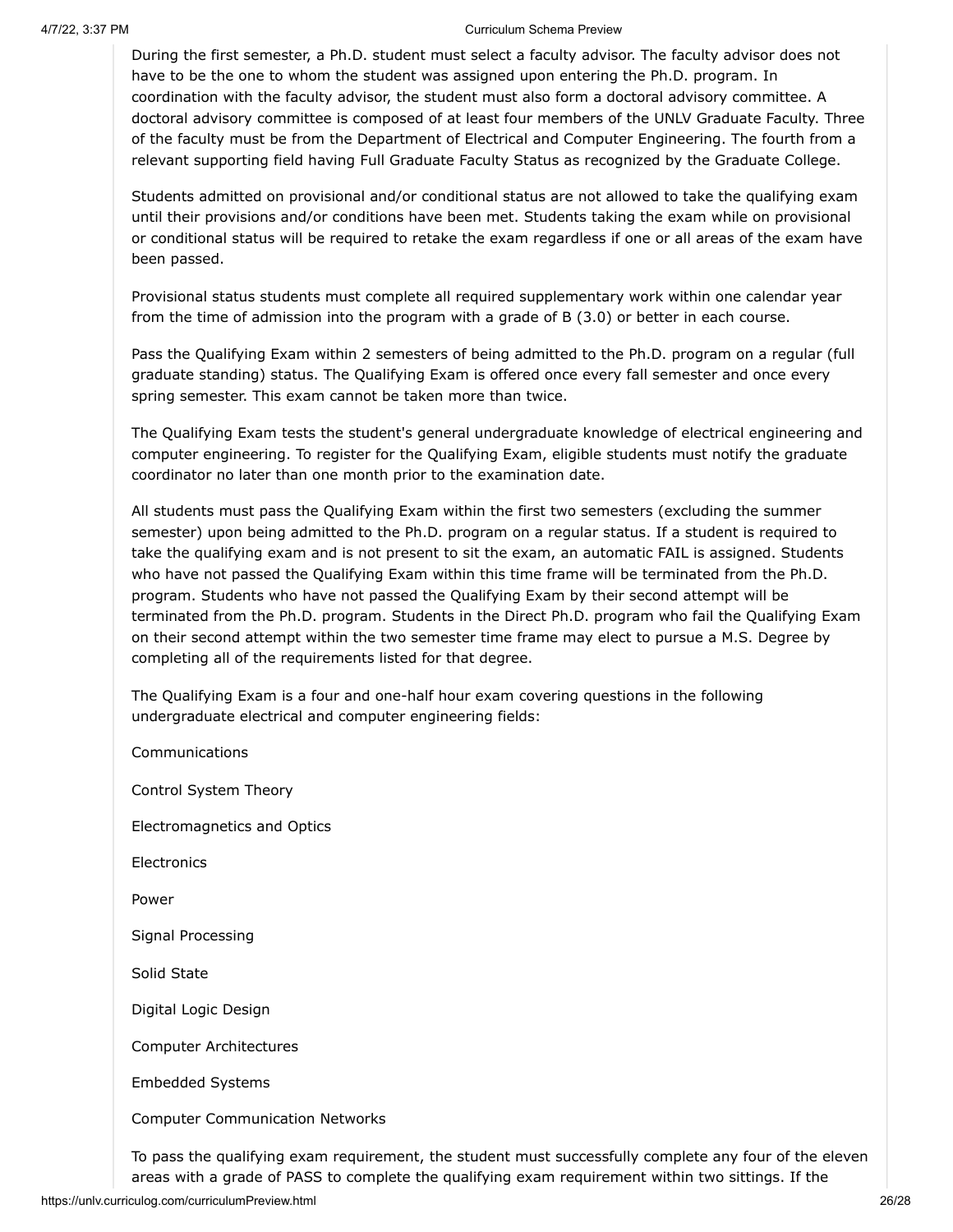During the first semester, a Ph.D. student must select a faculty advisor. The faculty advisor does not have to be the one to whom the student was assigned upon entering the Ph.D. program. In coordination with the faculty advisor, the student must also form a doctoral advisory committee. A doctoral advisory committee is composed of at least four members of the UNLV Graduate Faculty. Three of the faculty must be from the Department of Electrical and Computer Engineering. The fourth from a relevant supporting field having Full Graduate Faculty Status as recognized by the Graduate College.

Students admitted on provisional and/or conditional status are not allowed to take the qualifying exam until their provisions and/or conditions have been met. Students taking the exam while on provisional or conditional status will be required to retake the exam regardless if one or all areas of the exam have been passed.

Provisional status students must complete all required supplementary work within one calendar year from the time of admission into the program with a grade of B (3.0) or better in each course.

Pass the Qualifying Exam within 2 semesters of being admitted to the Ph.D. program on a regular (full graduate standing) status. The Qualifying Exam is offered once every fall semester and once every spring semester. This exam cannot be taken more than twice.

The Qualifying Exam tests the student's general undergraduate knowledge of electrical engineering and computer engineering. To register for the Qualifying Exam, eligible students must notify the graduate coordinator no later than one month prior to the examination date.

All students must pass the Qualifying Exam within the first two semesters (excluding the summer semester) upon being admitted to the Ph.D. program on a regular status. If a student is required to take the qualifying exam and is not present to sit the exam, an automatic FAIL is assigned. Students who have not passed the Qualifying Exam within this time frame will be terminated from the Ph.D. program. Students who have not passed the Qualifying Exam by their second attempt will be terminated from the Ph.D. program. Students in the Direct Ph.D. program who fail the Qualifying Exam on their second attempt within the two semester time frame may elect to pursue a M.S. Degree by completing all of the requirements listed for that degree.

The Qualifying Exam is a four and one-half hour exam covering questions in the following undergraduate electrical and computer engineering fields:

Communications

Control System Theory

Electromagnetics and Optics

Electronics

Power

Signal Processing

Solid State

Digital Logic Design

Computer Architectures

Embedded Systems

Computer Communication Networks

To pass the qualifying exam requirement, the student must successfully complete any four of the eleven areas with a grade of PASS to complete the qualifying exam requirement within two sittings. If the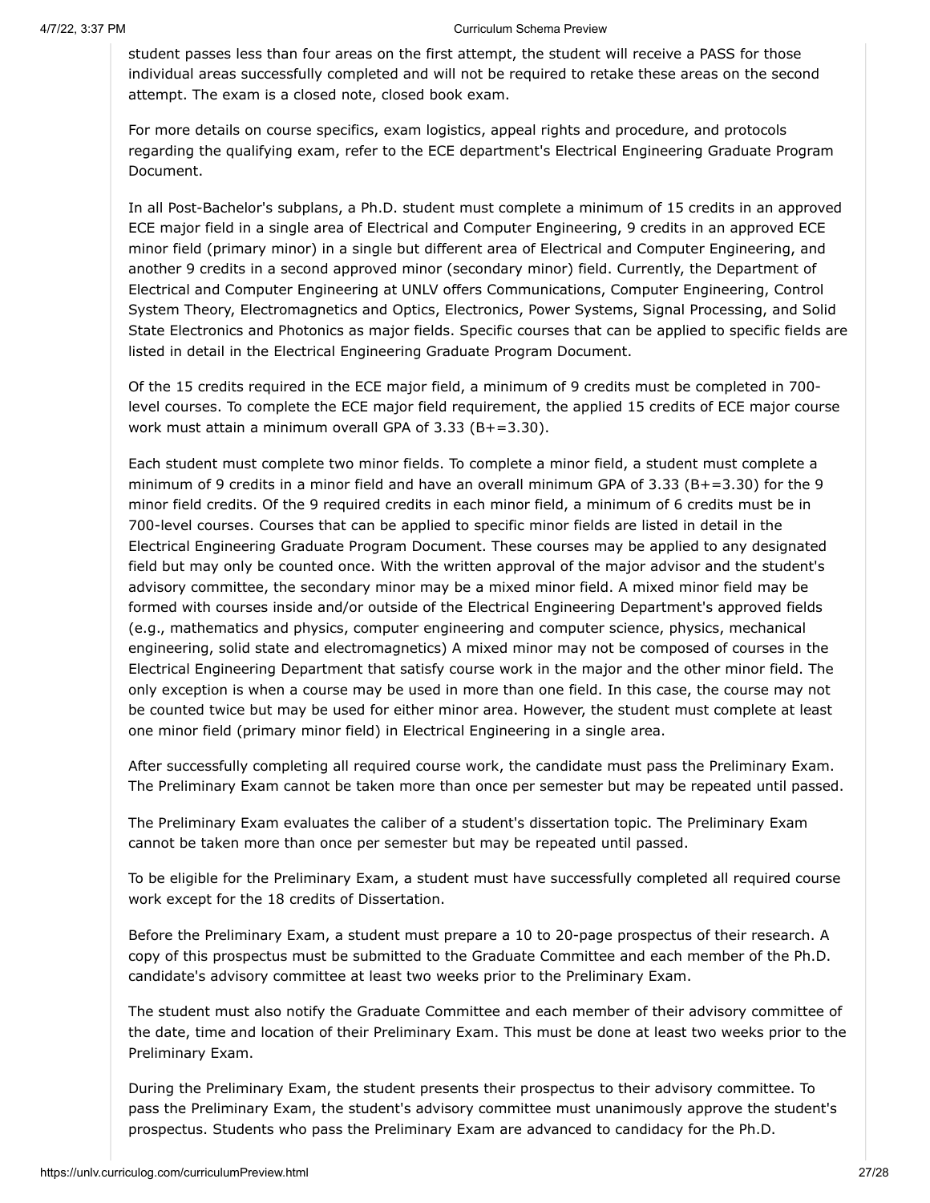student passes less than four areas on the first attempt, the student will receive a PASS for those individual areas successfully completed and will not be required to retake these areas on the second attempt. The exam is a closed note, closed book exam.

For more details on course specifics, exam logistics, appeal rights and procedure, and protocols regarding the qualifying exam, refer to the ECE department's Electrical Engineering Graduate Program Document.

In all Post-Bachelor's subplans, a Ph.D. student must complete a minimum of 15 credits in an approved ECE major field in a single area of Electrical and Computer Engineering, 9 credits in an approved ECE minor field (primary minor) in a single but different area of Electrical and Computer Engineering, and another 9 credits in a second approved minor (secondary minor) field. Currently, the Department of Electrical and Computer Engineering at UNLV offers Communications, Computer Engineering, Control System Theory, Electromagnetics and Optics, Electronics, Power Systems, Signal Processing, and Solid State Electronics and Photonics as major fields. Specific courses that can be applied to specific fields are listed in detail in the Electrical Engineering Graduate Program Document.

Of the 15 credits required in the ECE major field, a minimum of 9 credits must be completed in 700-level courses. To complete the ECE major field requirement, the applied 15 credits of ECE major course work must attain a minimum overall GPA of 3.33 (B+=3.30).

Each student must complete two minor fields. To complete a minor field, a student must complete a minimum of 9 credits in a minor field and have an overall minimum GPA of 3.33 (B+=3.30) for the 9 minor field credits. Of the 9 required credits in each minor field, a minimum of 6 credits must be in 700-level courses. Courses that can be applied to specific minor fields are listed in detail in the Electrical Engineering Graduate Program Document. These courses may be applied to any designated field but may only be counted once. With the written approval of the major advisor and the student's advisory committee, the secondary minor may be a mixed minor field. A mixed minor field may be formed with courses inside and/or outside of the Electrical Engineering Department's approved fields (e.g., mathematics and physics, computer engineering and computer science, physics, mechanical engineering, solid state and electromagnetics) A mixed minor may not be composed of courses in the Electrical Engineering Department that satisfy course work in the major and the other minor field. The only exception is when a course may be used in more than one field. In this case, the course may not be counted twice but may be used for either minor area. However, the student must complete at least one minor field (primary minor field) in Electrical Engineering in a single area.

After successfully completing all required course work, the candidate must pass the Preliminary Exam. The Preliminary Exam cannot be taken more than once per semester but may be repeated until passed.

The Preliminary Exam evaluates the caliber of a student's dissertation topic. The Preliminary Exam cannot be taken more than once per semester but may be repeated until passed.

To be eligible for the Preliminary Exam, a student must have successfully completed all required course work except for the 18 credits of Dissertation.

Before the Preliminary Exam, a student must prepare a 10 to 20-page prospectus of their research. A copy of this prospectus must be submitted to the Graduate Committee and each member of the Ph.D. candidate's advisory committee at least two weeks prior to the Preliminary Exam.

The student must also notify the Graduate Committee and each member of their advisory committee of the date, time and location of their Preliminary Exam. This must be done at least two weeks prior to the Preliminary Exam.

During the Preliminary Exam, the student presents their prospectus to their advisory committee. To pass the Preliminary Exam, the student's advisory committee must unanimously approve the student's prospectus. Students who pass the Preliminary Exam are advanced to candidacy for the Ph.D.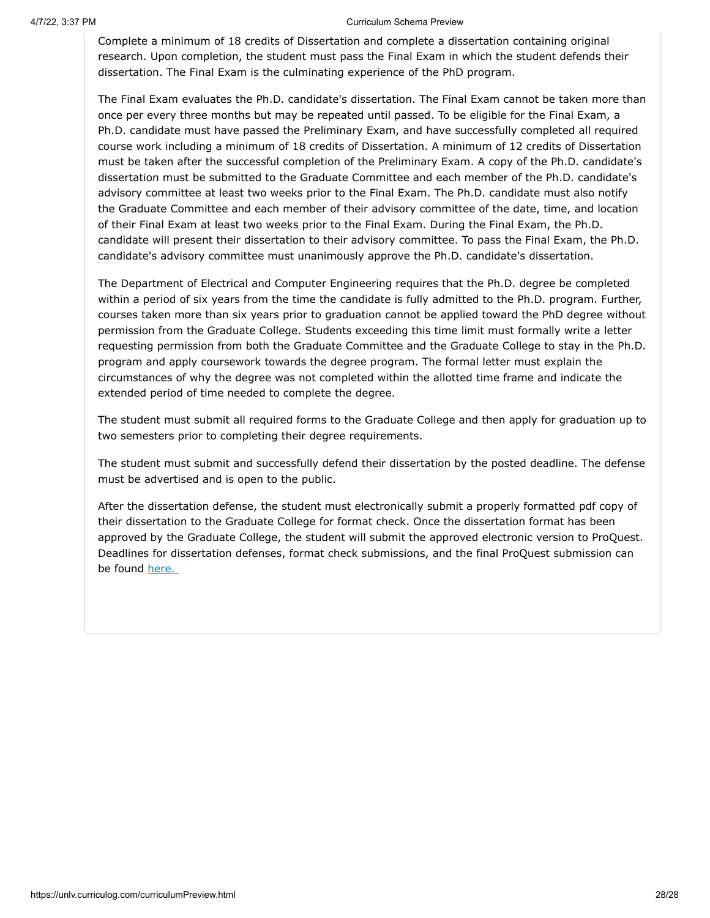Complete a minimum of 18 credits of Dissertation and complete a dissertation containing original research. Upon completion, the student must pass the Final Exam in which the student defends their dissertation. The Final Exam is the culminating experience of the PhD program.

The Final Exam evaluates the Ph.D. candidate's dissertation. The Final Exam cannot be taken more than once per every three months but may be repeated until passed. To be eligible for the Final Exam, a Ph.D. candidate must have passed the Preliminary Exam, and have successfully completed all required course work including a minimum of 18 credits of Dissertation. A minimum of 12 credits of Dissertation must be taken after the successful completion of the Preliminary Exam. A copy of the Ph.D. candidate's dissertation must be submitted to the Graduate Committee and each member of the Ph.D. candidate's advisory committee at least two weeks prior to the Final Exam. The Ph.D. candidate must also notify the Graduate Committee and each member of their advisory committee of the date, time, and location of their Final Exam at least two weeks prior to the Final Exam. During the Final Exam, the Ph.D. candidate will present their dissertation to their advisory committee. To pass the Final Exam, the Ph.D. candidate's advisory committee must unanimously approve the Ph.D. candidate's dissertation.

The Department of Electrical and Computer Engineering requires that the Ph.D. degree be completed within a period of six years from the time the candidate is fully admitted to the Ph.D. program. Further, courses taken more than six years prior to graduation cannot be applied toward the PhD degree without permission from the Graduate College. Students exceeding this time limit must formally write a letter requesting permission from both the Graduate Committee and the Graduate College to stay in the Ph.D. program and apply coursework towards the degree program. The formal letter must explain the circumstances of why the degree was not completed within the allotted time frame and indicate the extended period of time needed to complete the degree.

The student must submit all required forms to the Graduate College and then apply for graduation up to two semesters prior to completing their degree requirements.

The student must submit and successfully defend their dissertation by the posted deadline. The defense must be advertised and is open to the public.

After the dissertation defense, the student must electronically submit a properly formatted pdf copy of their dissertation to the Graduate College for format check. Once the dissertation format has been approved by the Graduate College, the student will submit the approved electronic version to ProQuest. Deadlines for dissertation defenses, format check submissions, and the final ProQuest submission can be found here.